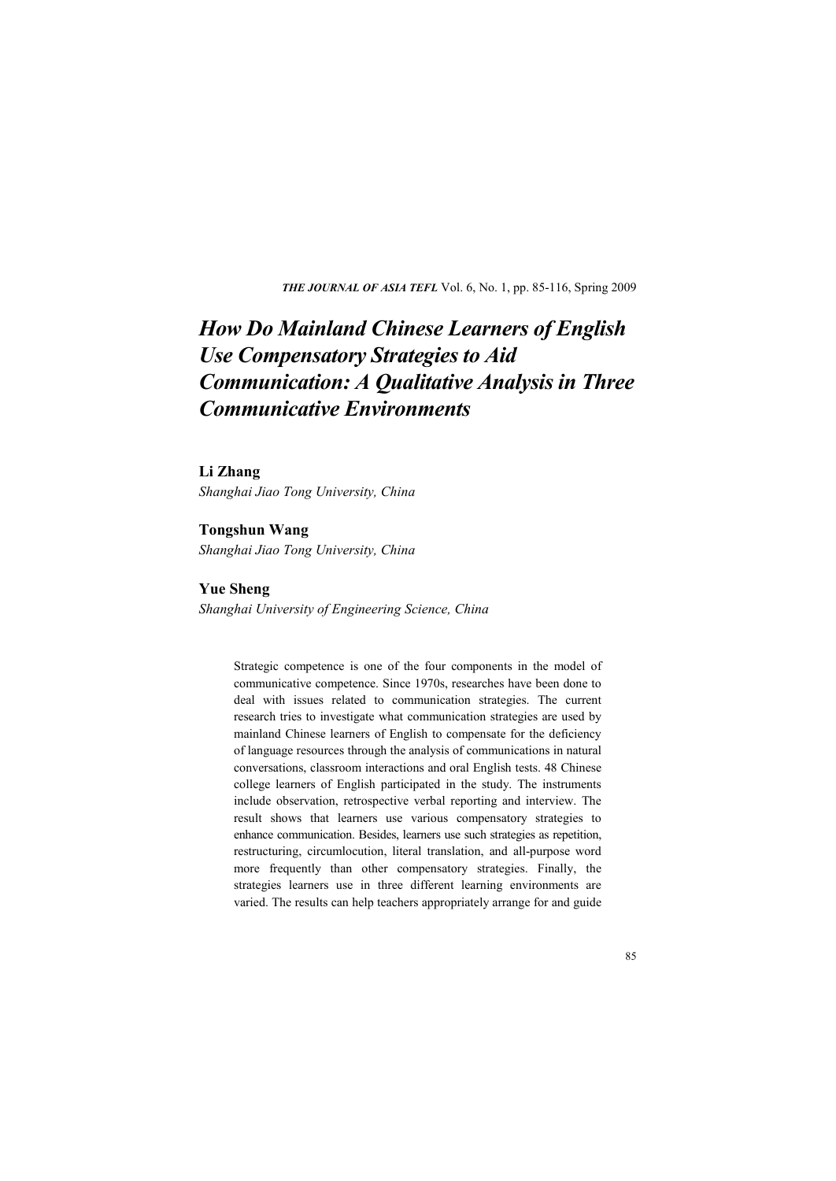# How Do Mainland Chinese Learners of English Use Compensatory Strategies to Aid Communication: A Qualitative Analysis in Three Communicative Environments

**Li Zhang**

*Shanghai Jiao Tong University, China*

**Tongshun Wang**

*Shanghai Jiao Tong University, China*

**Yue Sheng**

*Shanghai University of Engineering Science, China*

Strategic competence is one of the four components in the model of communicative competence. Since 1970s, researches have been done to deal with issues related to communication strategies. The current research tries to investigate what communication strategies are used by mainland Chinese learners of English to compensate for the deficiency of language resources through the analysis of communications in natural conversations, classroom interactions and oral English tests. 48 Chinese college learners of English participated in the study. The instruments include observation, retrospective verbal reporting and interview. The result shows that learners use various compensatory strategies to enhance communication. Besides, learners use such strategies as repetition, restructuring, circumlocution, literal translation, and all-purpose word more frequently than other compensatory strategies. Finally, the strategies learners use in three different learning environments are varied. The results can help teachers appropriately arrange for and guide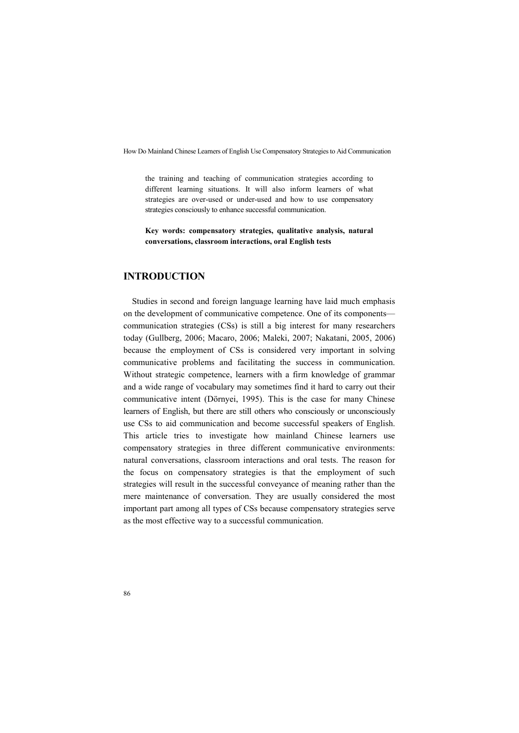the training and teaching of communication strategies according to different learning situations. It will also inform learners of what strategies are over-used or under-used and how to use compensatory strategies consciously to enhance successful communication.

**Key words: compensatory strategies, qualitative analysis, natural conversations, classroom interactions, oral English tests**

## INTRODUCTION

Studies in second and foreign language learning have laid much emphasis on the development of communicative competence. One of its components—communication strategies (CSs) is still a big interest for many researchers today (Gullberg, 2006; Macaro, 2006; Maleki, 2007; Nakatani, 2005, 2006) because the employment of CSs is considered very important in solving communicative problems and facilitating the success in communication. Without strategic competence, learners with a firm knowledge of grammar and a wide range of vocabulary may sometimes find it hard to carry out their communicative intent (Dörnyei, 1995). This is the case for many Chinese learners of English, but there are still others who consciously or unconsciously use CSs to aid communication and become successful speakers of English. This article tries to investigate how mainland Chinese learners use compensatory strategies in three different communicative environments: natural conversations, classroom interactions and oral tests. The reason for the focus on compensatory strategies is that the employment of such strategies will result in the successful conveyance of meaning rather than the mere maintenance of conversation. They are usually considered the most important part among all types of CSs because compensatory strategies serve as the most effective way to a successful communication.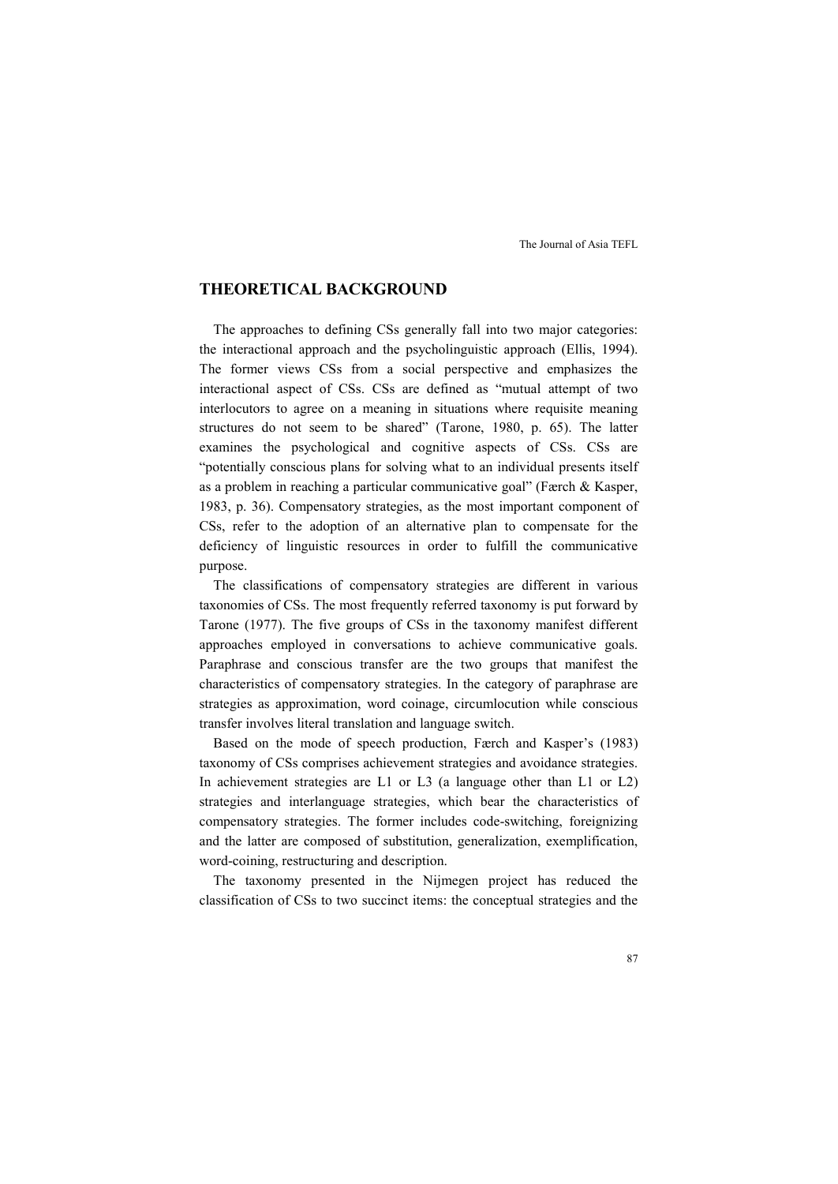## THEORETICAL BACKGROUND

The approaches to defining CSs generally fall into two major categories: the interactional approach and the psycholinguistic approach (Ellis, 1994). The former views CSs from a social perspective and emphasizes the interactional aspect of CSs. CSs are defined as "mutual attempt of two interlocutors to agree on a meaning in situations where requisite meaning structures do not seem to be shared" (Tarone, 1980, p. 65). The latter examines the psychological and cognitive aspects of CSs. CSs are "potentially conscious plans for solving what to an individual presents itself as a problem in reaching a particular communicative goal" (Færch & Kasper, 1983, p. 36). Compensatory strategies, as the most important component of CSs, refer to the adoption of an alternative plan to compensate for the deficiency of linguistic resources in order to fulfill the communicative purpose.

The classifications of compensatory strategies are different in various taxonomies of CSs. The most frequently referred taxonomy is put forward by Tarone (1977). The five groups of CSs in the taxonomy manifest different approaches employed in conversations to achieve communicative goals. Paraphrase and conscious transfer are the two groups that manifest the characteristics of compensatory strategies. In the category of paraphrase are strategies as approximation, word coinage, circumlocution while conscious transfer involves literal translation and language switch.

Based on the mode of speech production, Færch and Kasper's (1983) taxonomy of CSs comprises achievement strategies and avoidance strategies. In achievement strategies are L1 or L3 (a language other than L1 or L2) strategies and interlanguage strategies, which bear the characteristics of compensatory strategies. The former includes code-switching, foreignizing and the latter are composed of substitution, generalization, exemplification, word-coining, restructuring and description.

The taxonomy presented in the Nijmegen project has reduced the classification of CSs to two succinct items: the conceptual strategies and the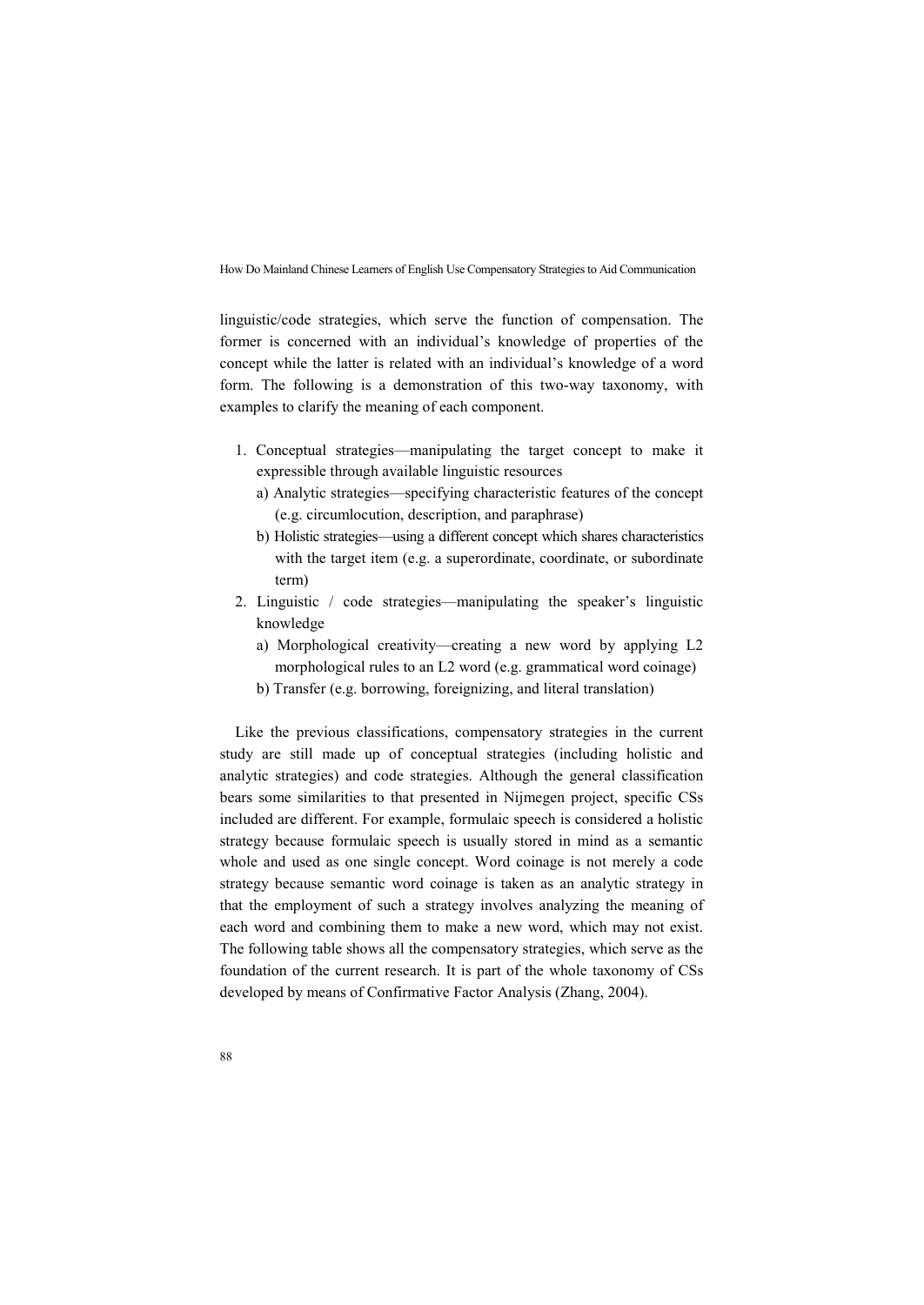linguistic/code strategies, which serve the function of compensation. The former is concerned with an individual's knowledge of properties of the concept while the latter is related with an individual's knowledge of a word form. The following is a demonstration of this two-way taxonomy, with examples to clarify the meaning of each component.

1. Conceptual strategies—manipulating the target concept to make it expressible through available linguistic resources
   a) Analytic strategies—specifying characteristic features of the concept (e.g. circumlocution, description, and paraphrase)
   b) Holistic strategies—using a different concept which shares characteristics with the target item (e.g. a superordinate, coordinate, or subordinate term)
2. Linguistic / code strategies—manipulating the speaker's linguistic knowledge
   a) Morphological creativity—creating a new word by applying L2 morphological rules to an L2 word (e.g. grammatical word coinage)
   b) Transfer (e.g. borrowing, foreignizing, and literal translation)

Like the previous classifications, compensatory strategies in the current study are still made up of conceptual strategies (including holistic and analytic strategies) and code strategies. Although the general classification bears some similarities to that presented in Nijmegen project, specific CSs included are different. For example, formulaic speech is considered a holistic strategy because formulaic speech is usually stored in mind as a semantic whole and used as one single concept. Word coinage is not merely a code strategy because semantic word coinage is taken as an analytic strategy in that the employment of such a strategy involves analyzing the meaning of each word and combining them to make a new word, which may not exist. The following table shows all the compensatory strategies, which serve as the foundation of the current research. It is part of the whole taxonomy of CSs developed by means of Confirmative Factor Analysis (Zhang, 2004).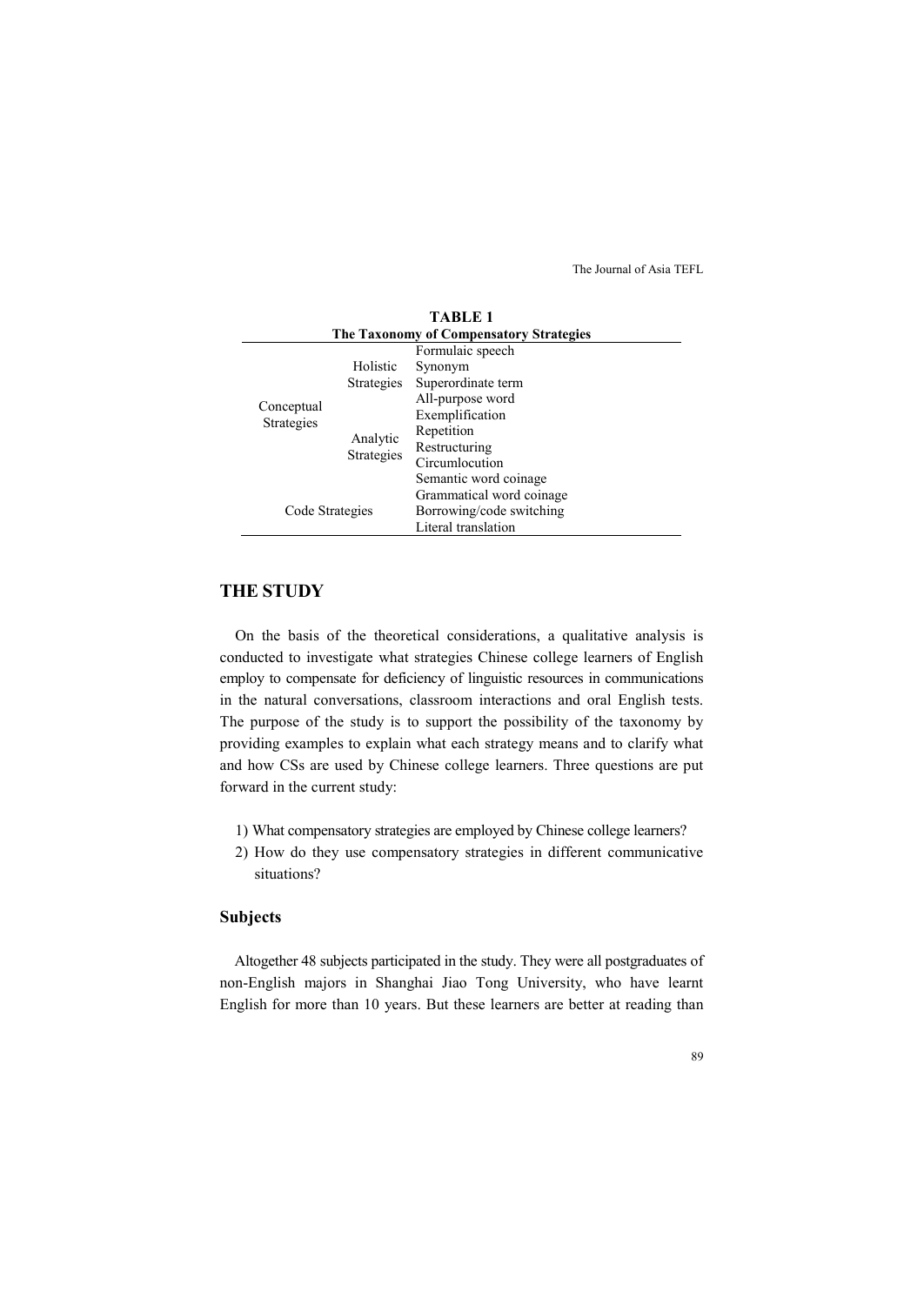**TABLE 1**
**The Taxonomy of Compensatory Strategies**

| | | |
|---|---|---|
| Conceptual Strategies | Holistic Strategies | Formulaic speech |
| | | Synonym |
| | | Superordinate term |
| | | All-purpose word |
| | Analytic Strategies | Exemplification |
| | | Repetition |
| | | Restructuring |
| | | Circumlocution |
| | | Semantic word coinage |
| Code Strategies | | Grammatical word coinage |
| | | Borrowing/code switching |
| | | Literal translation |

## THE STUDY

On the basis of the theoretical considerations, a qualitative analysis is conducted to investigate what strategies Chinese college learners of English employ to compensate for deficiency of linguistic resources in communications in the natural conversations, classroom interactions and oral English tests. The purpose of the study is to support the possibility of the taxonomy by providing examples to explain what each strategy means and to clarify what and how CSs are used by Chinese college learners. Three questions are put forward in the current study:

1) What compensatory strategies are employed by Chinese college learners?
2) How do they use compensatory strategies in different communicative situations?

### Subjects

Altogether 48 subjects participated in the study. They were all postgraduates of non-English majors in Shanghai Jiao Tong University, who have learnt English for more than 10 years. But these learners are better at reading than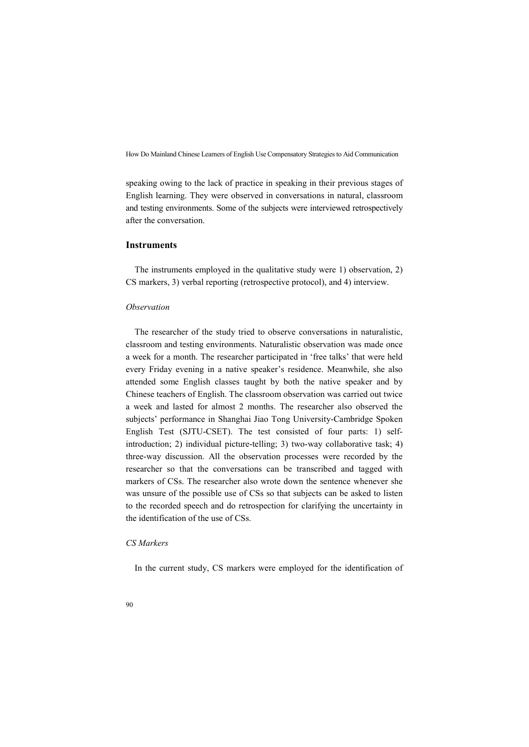speaking owing to the lack of practice in speaking in their previous stages of English learning. They were observed in conversations in natural, classroom and testing environments. Some of the subjects were interviewed retrospectively after the conversation.

## Instruments

The instruments employed in the qualitative study were 1) observation, 2) CS markers, 3) verbal reporting (retrospective protocol), and 4) interview.

### *Observation*

The researcher of the study tried to observe conversations in naturalistic, classroom and testing environments. Naturalistic observation was made once a week for a month. The researcher participated in 'free talks' that were held every Friday evening in a native speaker's residence. Meanwhile, she also attended some English classes taught by both the native speaker and by Chinese teachers of English. The classroom observation was carried out twice a week and lasted for almost 2 months. The researcher also observed the subjects' performance in Shanghai Jiao Tong University-Cambridge Spoken English Test (SJTU-CSET). The test consisted of four parts: 1) self-introduction; 2) individual picture-telling; 3) two-way collaborative task; 4) three-way discussion. All the observation processes were recorded by the researcher so that the conversations can be transcribed and tagged with markers of CSs. The researcher also wrote down the sentence whenever she was unsure of the possible use of CSs so that subjects can be asked to listen to the recorded speech and do retrospection for clarifying the uncertainty in the identification of the use of CSs.

### *CS Markers*

In the current study, CS markers were employed for the identification of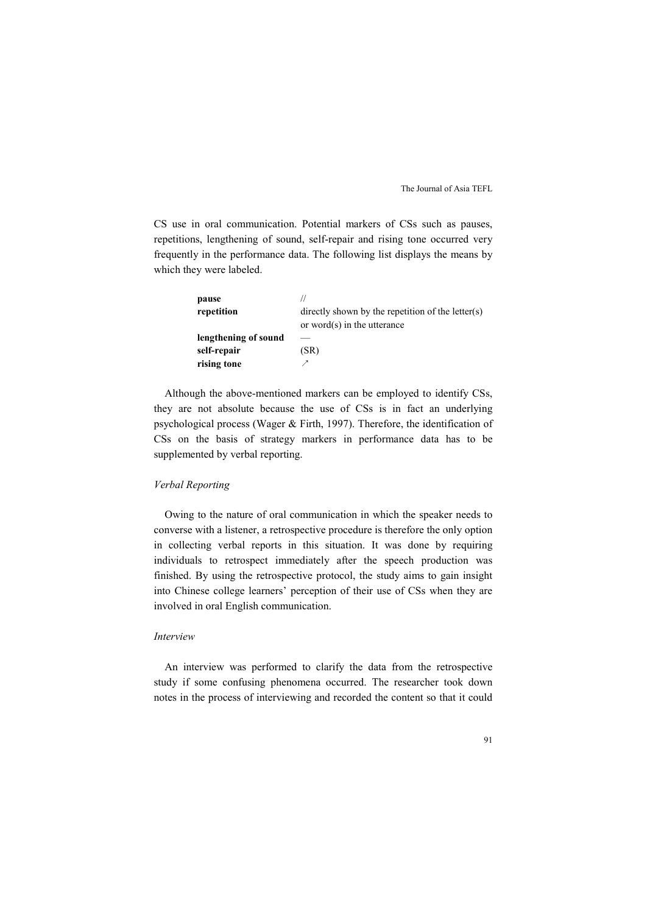CS use in oral communication. Potential markers of CSs such as pauses, repetitions, lengthening of sound, self-repair and rising tone occurred very frequently in the performance data. The following list displays the means by which they were labeled.

| | |
|---|---|
| **pause** | // |
| **repetition** | directly shown by the repetition of the letter(s) or word(s) in the utterance |
| **lengthening of sound** | — |
| **self-repair** | (SR) |
| **rising tone** | ↗ |

Although the above-mentioned markers can be employed to identify CSs, they are not absolute because the use of CSs is in fact an underlying psychological process (Wager & Firth, 1997). Therefore, the identification of CSs on the basis of strategy markers in performance data has to be supplemented by verbal reporting.

### *Verbal Reporting*

Owing to the nature of oral communication in which the speaker needs to converse with a listener, a retrospective procedure is therefore the only option in collecting verbal reports in this situation. It was done by requiring individuals to retrospect immediately after the speech production was finished. By using the retrospective protocol, the study aims to gain insight into Chinese college learners' perception of their use of CSs when they are involved in oral English communication.

### *Interview*

An interview was performed to clarify the data from the retrospective study if some confusing phenomena occurred. The researcher took down notes in the process of interviewing and recorded the content so that it could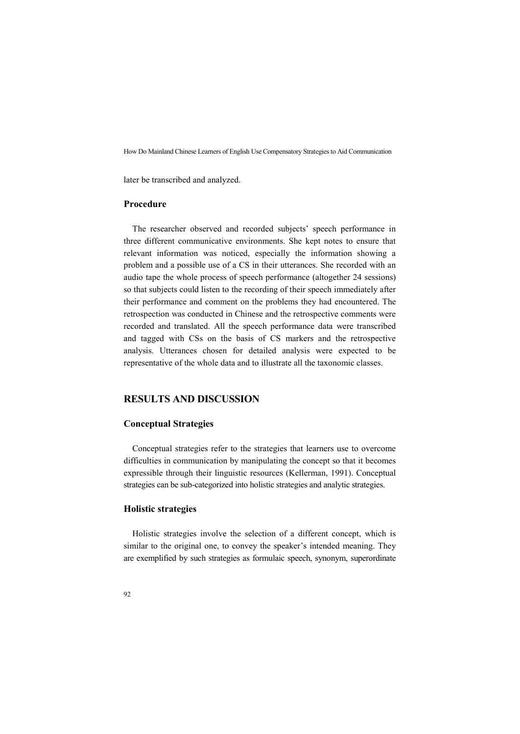later be transcribed and analyzed.

### Procedure

The researcher observed and recorded subjects' speech performance in three different communicative environments. She kept notes to ensure that relevant information was noticed, especially the information showing a problem and a possible use of a CS in their utterances. She recorded with an audio tape the whole process of speech performance (altogether 24 sessions) so that subjects could listen to the recording of their speech immediately after their performance and comment on the problems they had encountered. The retrospection was conducted in Chinese and the retrospective comments were recorded and translated. All the speech performance data were transcribed and tagged with CSs on the basis of CS markers and the retrospective analysis. Utterances chosen for detailed analysis were expected to be representative of the whole data and to illustrate all the taxonomic classes.

## RESULTS AND DISCUSSION

### Conceptual Strategies

Conceptual strategies refer to the strategies that learners use to overcome difficulties in communication by manipulating the concept so that it becomes expressible through their linguistic resources (Kellerman, 1991). Conceptual strategies can be sub-categorized into holistic strategies and analytic strategies.

### Holistic strategies

Holistic strategies involve the selection of a different concept, which is similar to the original one, to convey the speaker's intended meaning. They are exemplified by such strategies as formulaic speech, synonym, superordinate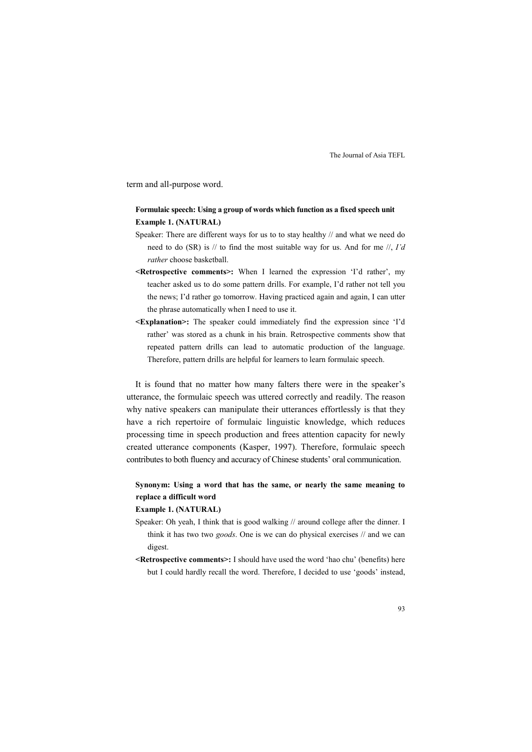term and all-purpose word.

**Formulaic speech: Using a group of words which function as a fixed speech unit**
**Example 1. (NATURAL)**

Speaker: There are different ways for us to to stay healthy // and what we need do need to do (SR) is // to find the most suitable way for us. And for me //, *I'd rather* choose basketball.

**<Retrospective comments>:** When I learned the expression 'I'd rather', my teacher asked us to do some pattern drills. For example, I'd rather not tell you the news; I'd rather go tomorrow. Having practiced again and again, I can utter the phrase automatically when I need to use it.

**<Explanation>:** The speaker could immediately find the expression since 'I'd rather' was stored as a chunk in his brain. Retrospective comments show that repeated pattern drills can lead to automatic production of the language. Therefore, pattern drills are helpful for learners to learn formulaic speech.

It is found that no matter how many falters there were in the speaker's utterance, the formulaic speech was uttered correctly and readily. The reason why native speakers can manipulate their utterances effortlessly is that they have a rich repertoire of formulaic linguistic knowledge, which reduces processing time in speech production and frees attention capacity for newly created utterance components (Kasper, 1997). Therefore, formulaic speech contributes to both fluency and accuracy of Chinese students' oral communication.

**Synonym: Using a word that has the same, or nearly the same meaning to replace a difficult word**
**Example 1. (NATURAL)**

Speaker: Oh yeah, I think that is good walking // around college after the dinner. I think it has two two *goods*. One is we can do physical exercises // and we can digest.

**<Retrospective comments>:** I should have used the word 'hao chu' (benefits) here but I could hardly recall the word. Therefore, I decided to use 'goods' instead,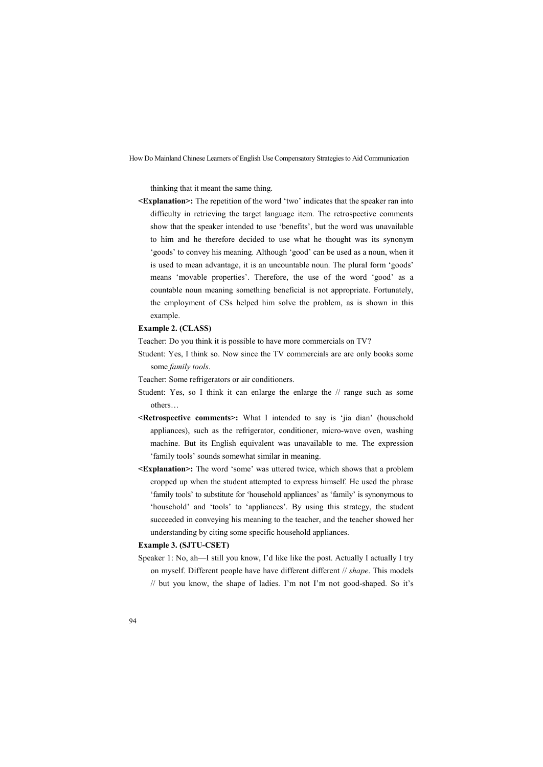thinking that it meant the same thing.

**<Explanation>:** The repetition of the word 'two' indicates that the speaker ran into difficulty in retrieving the target language item. The retrospective comments show that the speaker intended to use 'benefits', but the word was unavailable to him and he therefore decided to use what he thought was its synonym 'goods' to convey his meaning. Although 'good' can be used as a noun, when it is used to mean advantage, it is an uncountable noun. The plural form 'goods' means 'movable properties'. Therefore, the use of the word 'good' as a countable noun meaning something beneficial is not appropriate. Fortunately, the employment of CSs helped him solve the problem, as is shown in this example.

**Example 2. (CLASS)**

Teacher: Do you think it is possible to have more commercials on TV?

Student: Yes, I think so. Now since the TV commercials are are only books some some *family tools*.

Teacher: Some refrigerators or air conditioners.

Student: Yes, so I think it can enlarge the enlarge the // range such as some others…

**<Retrospective comments>:** What I intended to say is 'jia dian' (household appliances), such as the refrigerator, conditioner, micro-wave oven, washing machine. But its English equivalent was unavailable to me. The expression 'family tools' sounds somewhat similar in meaning.

**<Explanation>:** The word 'some' was uttered twice, which shows that a problem cropped up when the student attempted to express himself. He used the phrase 'family tools' to substitute for 'household appliances' as 'family' is synonymous to 'household' and 'tools' to 'appliances'. By using this strategy, the student succeeded in conveying his meaning to the teacher, and the teacher showed her understanding by citing some specific household appliances.

**Example 3. (SJTU-CSET)**

Speaker 1: No, ah—I still you know, I'd like like the post. Actually I actually I try on myself. Different people have have different different // *shape*. This models // but you know, the shape of ladies. I'm not I'm not good-shaped. So it's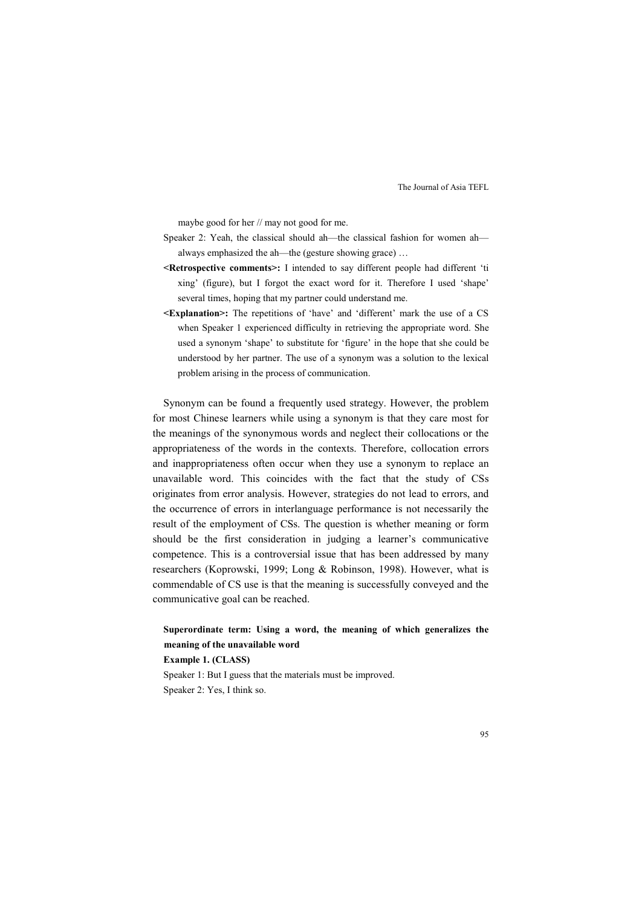maybe good for her // may not good for me.

Speaker 2: Yeah, the classical should ah—the classical fashion for women ah—always emphasized the ah—the (gesture showing grace) …

**<Retrospective comments>:** I intended to say different people had different 'ti xing' (figure), but I forgot the exact word for it. Therefore I used 'shape' several times, hoping that my partner could understand me.

**<Explanation>:** The repetitions of 'have' and 'different' mark the use of a CS when Speaker 1 experienced difficulty in retrieving the appropriate word. She used a synonym 'shape' to substitute for 'figure' in the hope that she could be understood by her partner. The use of a synonym was a solution to the lexical problem arising in the process of communication.

Synonym can be found a frequently used strategy. However, the problem for most Chinese learners while using a synonym is that they care most for the meanings of the synonymous words and neglect their collocations or the appropriateness of the words in the contexts. Therefore, collocation errors and inappropriateness often occur when they use a synonym to replace an unavailable word. This coincides with the fact that the study of CSs originates from error analysis. However, strategies do not lead to errors, and the occurrence of errors in interlanguage performance is not necessarily the result of the employment of CSs. The question is whether meaning or form should be the first consideration in judging a learner's communicative competence. This is a controversial issue that has been addressed by many researchers (Koprowski, 1999; Long & Robinson, 1998). However, what is commendable of CS use is that the meaning is successfully conveyed and the communicative goal can be reached.

**Superordinate term: Using a word, the meaning of which generalizes the meaning of the unavailable word**

**Example 1. (CLASS)**

Speaker 1: But I guess that the materials must be improved.

Speaker 2: Yes, I think so.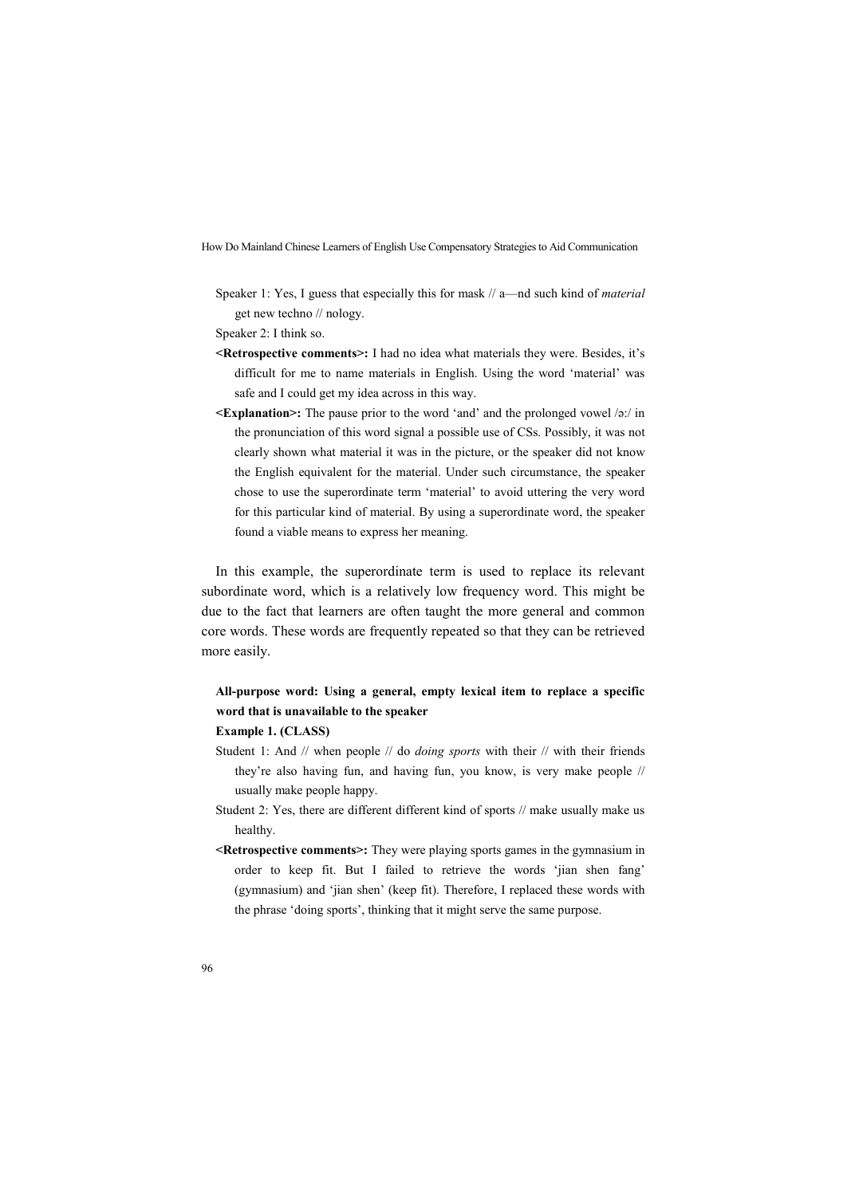Speaker 1: Yes, I guess that especially this for mask // a—nd such kind of *material* get new techno // nology.

Speaker 2: I think so.

**<Retrospective comments>:** I had no idea what materials they were. Besides, it's difficult for me to name materials in English. Using the word 'material' was safe and I could get my idea across in this way.

**<Explanation>:** The pause prior to the word 'and' and the prolonged vowel /ə:/ in the pronunciation of this word signal a possible use of CSs. Possibly, it was not clearly shown what material it was in the picture, or the speaker did not know the English equivalent for the material. Under such circumstance, the speaker chose to use the superordinate term 'material' to avoid uttering the very word for this particular kind of material. By using a superordinate word, the speaker found a viable means to express her meaning.

In this example, the superordinate term is used to replace its relevant subordinate word, which is a relatively low frequency word. This might be due to the fact that learners are often taught the more general and common core words. These words are frequently repeated so that they can be retrieved more easily.

**All-purpose word: Using a general, empty lexical item to replace a specific word that is unavailable to the speaker**

**Example 1. (CLASS)**

Student 1: And // when people // do *doing sports* with their // with their friends they're also having fun, and having fun, you know, is very make people // usually make people happy.

Student 2: Yes, there are different different kind of sports // make usually make us healthy.

**<Retrospective comments>:** They were playing sports games in the gymnasium in order to keep fit. But I failed to retrieve the words 'jian shen fang' (gymnasium) and 'jian shen' (keep fit). Therefore, I replaced these words with the phrase 'doing sports', thinking that it might serve the same purpose.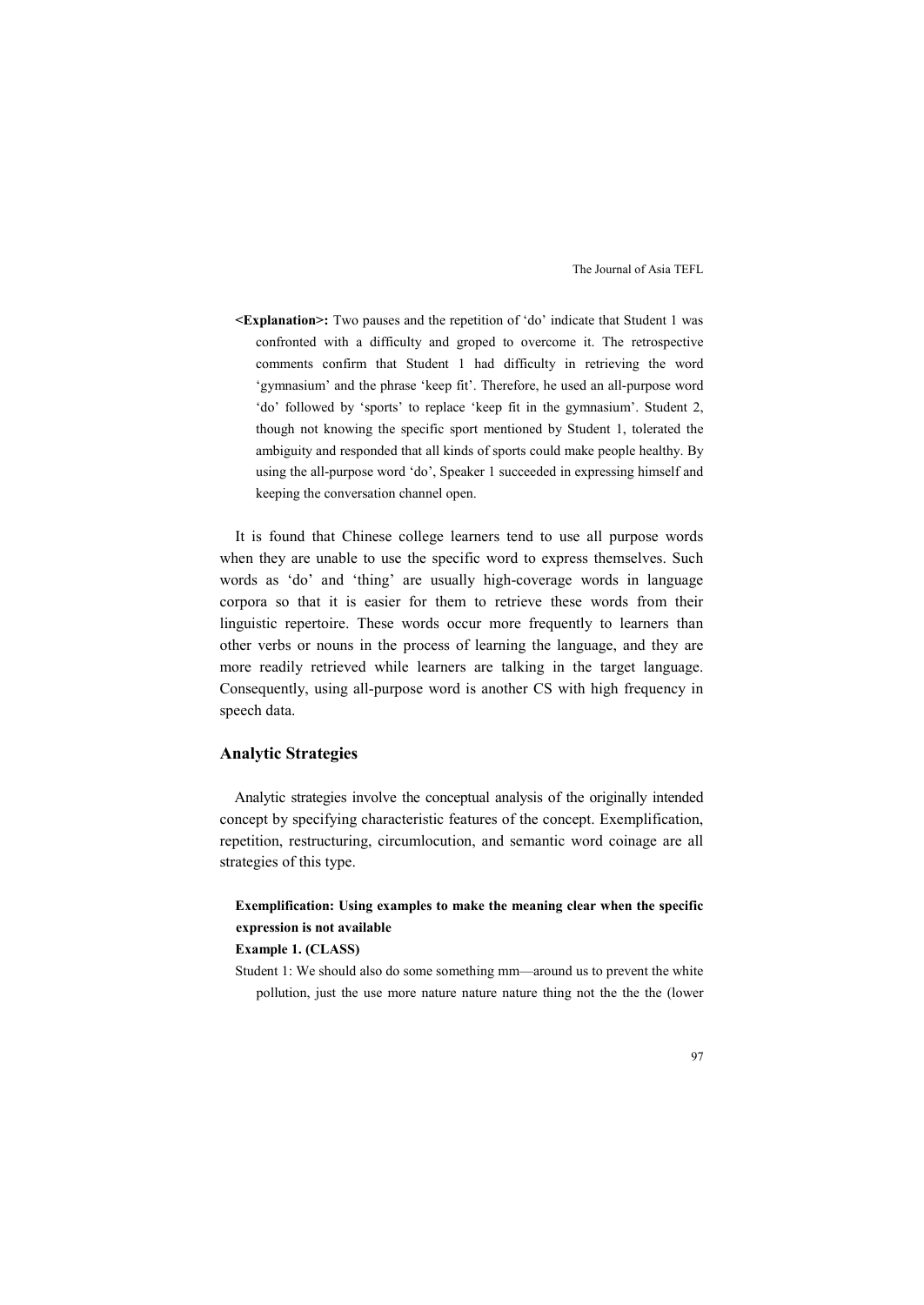**<Explanation>:** Two pauses and the repetition of 'do' indicate that Student 1 was confronted with a difficulty and groped to overcome it. The retrospective comments confirm that Student 1 had difficulty in retrieving the word 'gymnasium' and the phrase 'keep fit'. Therefore, he used an all-purpose word 'do' followed by 'sports' to replace 'keep fit in the gymnasium'. Student 2, though not knowing the specific sport mentioned by Student 1, tolerated the ambiguity and responded that all kinds of sports could make people healthy. By using the all-purpose word 'do', Speaker 1 succeeded in expressing himself and keeping the conversation channel open.

It is found that Chinese college learners tend to use all purpose words when they are unable to use the specific word to express themselves. Such words as 'do' and 'thing' are usually high-coverage words in language corpora so that it is easier for them to retrieve these words from their linguistic repertoire. These words occur more frequently to learners than other verbs or nouns in the process of learning the language, and they are more readily retrieved while learners are talking in the target language. Consequently, using all-purpose word is another CS with high frequency in speech data.

## Analytic Strategies

Analytic strategies involve the conceptual analysis of the originally intended concept by specifying characteristic features of the concept. Exemplification, repetition, restructuring, circumlocution, and semantic word coinage are all strategies of this type.

**Exemplification: Using examples to make the meaning clear when the specific expression is not available**

**Example 1. (CLASS)**

Student 1: We should also do some something mm—around us to prevent the white pollution, just the use more nature nature nature thing not the the the (lower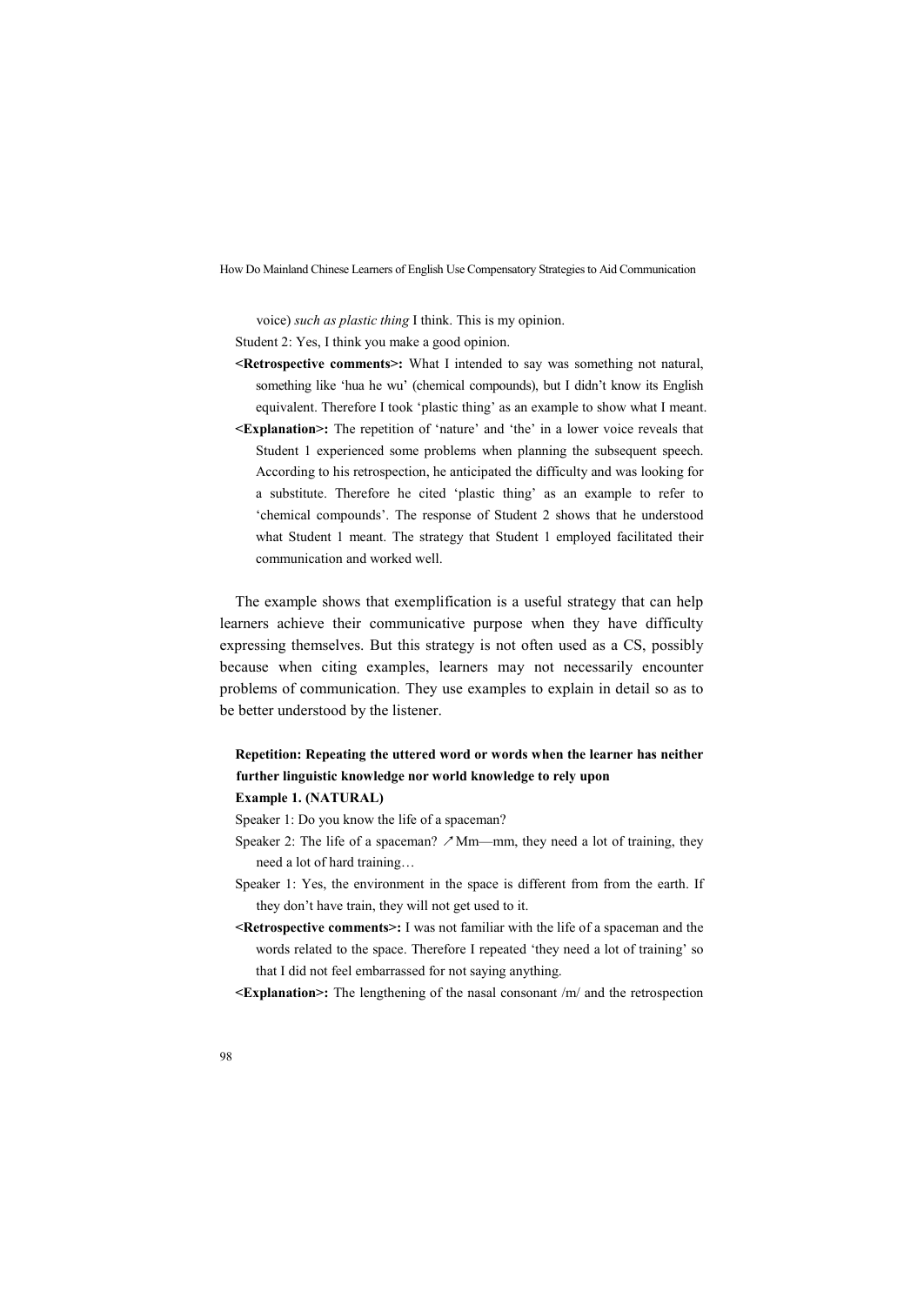voice) *such as plastic thing* I think. This is my opinion.

Student 2: Yes, I think you make a good opinion.

**<Retrospective comments>:** What I intended to say was something not natural, something like 'hua he wu' (chemical compounds), but I didn't know its English equivalent. Therefore I took 'plastic thing' as an example to show what I meant.

**<Explanation>:** The repetition of 'nature' and 'the' in a lower voice reveals that Student 1 experienced some problems when planning the subsequent speech. According to his retrospection, he anticipated the difficulty and was looking for a substitute. Therefore he cited 'plastic thing' as an example to refer to 'chemical compounds'. The response of Student 2 shows that he understood what Student 1 meant. The strategy that Student 1 employed facilitated their communication and worked well.

The example shows that exemplification is a useful strategy that can help learners achieve their communicative purpose when they have difficulty expressing themselves. But this strategy is not often used as a CS, possibly because when citing examples, learners may not necessarily encounter problems of communication. They use examples to explain in detail so as to be better understood by the listener.

**Repetition: Repeating the uttered word or words when the learner has neither further linguistic knowledge nor world knowledge to rely upon**

**Example 1. (NATURAL)**

Speaker 1: Do you know the life of a spaceman?

Speaker 2: The life of a spaceman? ↗Mm—mm, they need a lot of training, they need a lot of hard training…

Speaker 1: Yes, the environment in the space is different from from the earth. If they don't have train, they will not get used to it.

**<Retrospective comments>:** I was not familiar with the life of a spaceman and the words related to the space. Therefore I repeated 'they need a lot of training' so that I did not feel embarrassed for not saying anything.

**<Explanation>:** The lengthening of the nasal consonant /m/ and the retrospection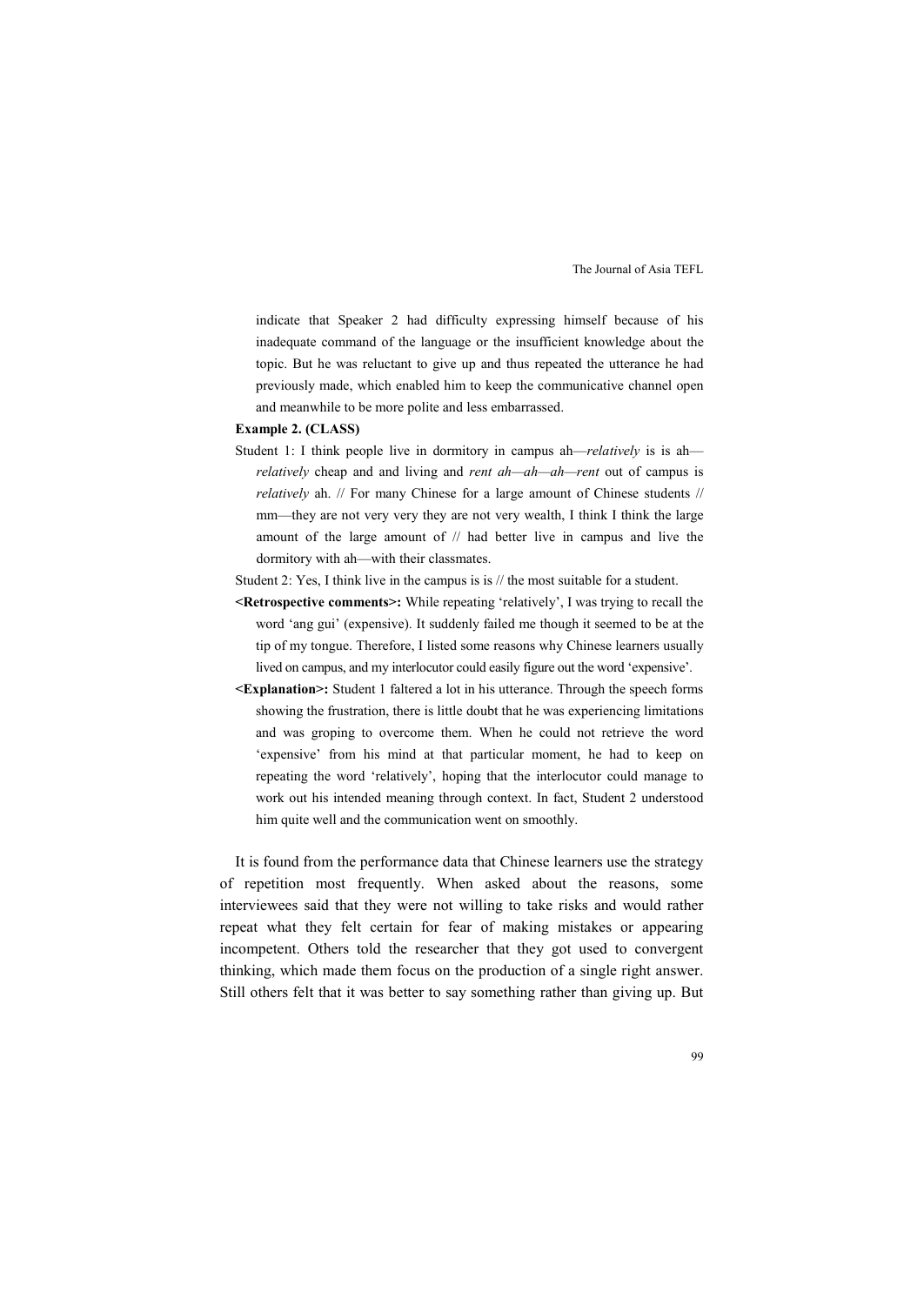indicate that Speaker 2 had difficulty expressing himself because of his inadequate command of the language or the insufficient knowledge about the topic. But he was reluctant to give up and thus repeated the utterance he had previously made, which enabled him to keep the communicative channel open and meanwhile to be more polite and less embarrassed.

**Example 2. (CLASS)**

Student 1: I think people live in dormitory in campus ah—*relatively* is is ah—*relatively* cheap and and living and *rent ah—ah—ah—rent* out of campus is *relatively* ah. // For many Chinese for a large amount of Chinese students // mm—they are not very very they are not very wealth, I think I think the large amount of the large amount of // had better live in campus and live the dormitory with ah—with their classmates.

Student 2: Yes, I think live in the campus is is // the most suitable for a student.

**<Retrospective comments>:** While repeating 'relatively', I was trying to recall the word 'ang gui' (expensive). It suddenly failed me though it seemed to be at the tip of my tongue. Therefore, I listed some reasons why Chinese learners usually lived on campus, and my interlocutor could easily figure out the word 'expensive'.

**<Explanation>:** Student 1 faltered a lot in his utterance. Through the speech forms showing the frustration, there is little doubt that he was experiencing limitations and was groping to overcome them. When he could not retrieve the word 'expensive' from his mind at that particular moment, he had to keep on repeating the word 'relatively', hoping that the interlocutor could manage to work out his intended meaning through context. In fact, Student 2 understood him quite well and the communication went on smoothly.

It is found from the performance data that Chinese learners use the strategy of repetition most frequently. When asked about the reasons, some interviewees said that they were not willing to take risks and would rather repeat what they felt certain for fear of making mistakes or appearing incompetent. Others told the researcher that they got used to convergent thinking, which made them focus on the production of a single right answer. Still others felt that it was better to say something rather than giving up. But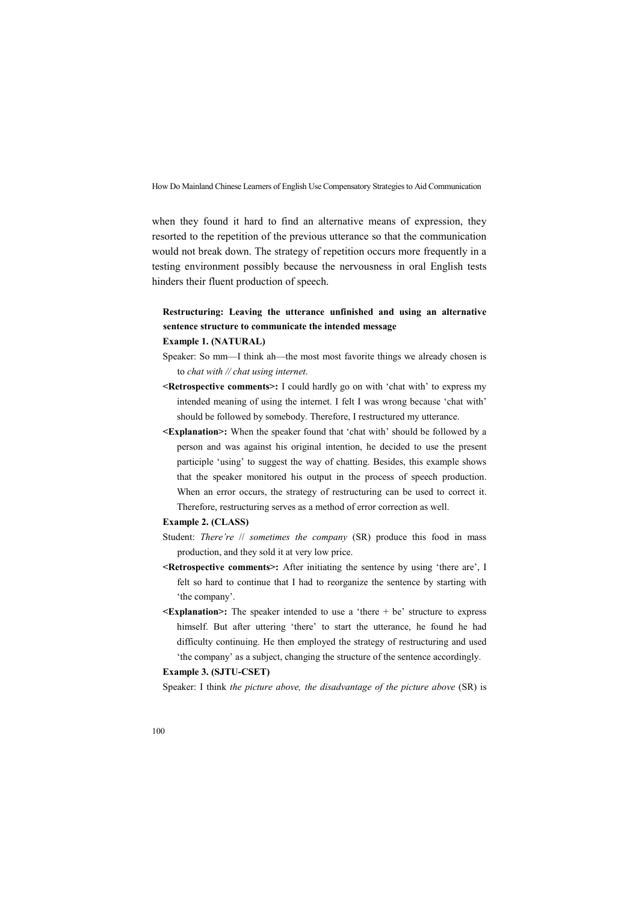when they found it hard to find an alternative means of expression, they resorted to the repetition of the previous utterance so that the communication would not break down. The strategy of repetition occurs more frequently in a testing environment possibly because the nervousness in oral English tests hinders their fluent production of speech.

**Restructuring: Leaving the utterance unfinished and using an alternative sentence structure to communicate the intended message**

**Example 1. (NATURAL)**

Speaker: So mm—I think ah—the most most favorite things we already chosen is to *chat with // chat using internet*.

**<Retrospective comments>:** I could hardly go on with 'chat with' to express my intended meaning of using the internet. I felt I was wrong because 'chat with' should be followed by somebody. Therefore, I restructured my utterance.

**<Explanation>:** When the speaker found that 'chat with' should be followed by a person and was against his original intention, he decided to use the present participle 'using' to suggest the way of chatting. Besides, this example shows that the speaker monitored his output in the process of speech production. When an error occurs, the strategy of restructuring can be used to correct it. Therefore, restructuring serves as a method of error correction as well.

**Example 2. (CLASS)**

Student: *There're // sometimes the company* (SR) produce this food in mass production, and they sold it at very low price.

**<Retrospective comments>:** After initiating the sentence by using 'there are', I felt so hard to continue that I had to reorganize the sentence by starting with 'the company'.

**<Explanation>:** The speaker intended to use a 'there + be' structure to express himself. But after uttering 'there' to start the utterance, he found he had difficulty continuing. He then employed the strategy of restructuring and used 'the company' as a subject, changing the structure of the sentence accordingly.

**Example 3. (SJTU-CSET)**

Speaker: I think *the picture above, the disadvantage of the picture above* (SR) is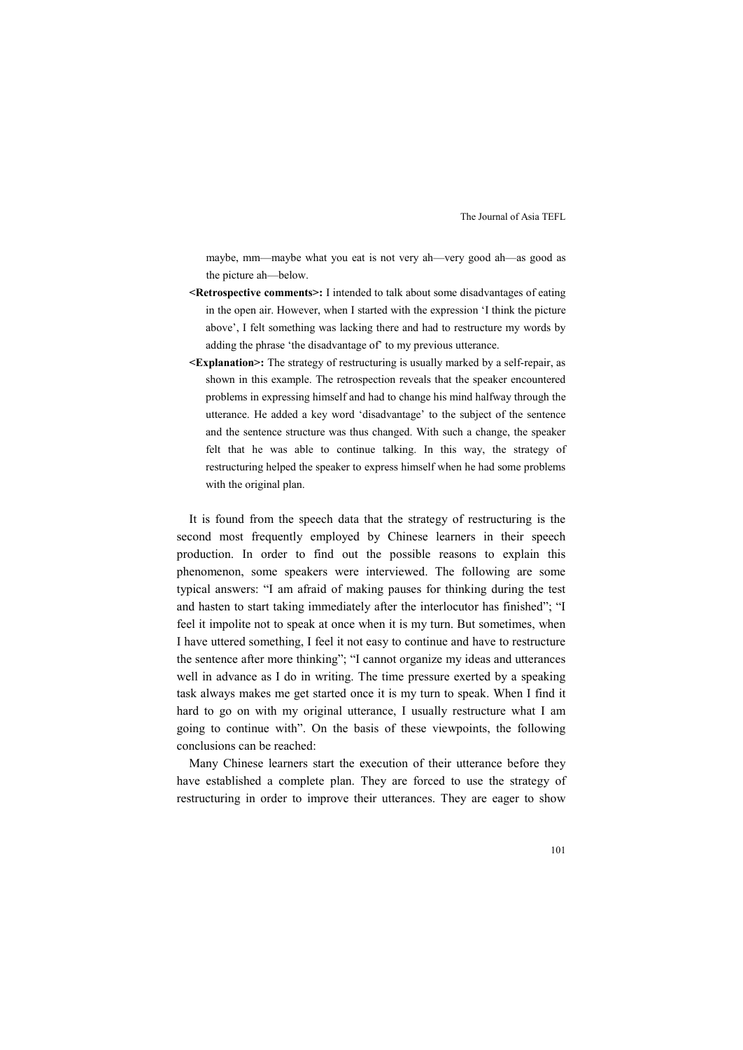maybe, mm—maybe what you eat is not very ah—very good ah—as good as the picture ah—below.

**<Retrospective comments>:** I intended to talk about some disadvantages of eating in the open air. However, when I started with the expression 'I think the picture above', I felt something was lacking there and had to restructure my words by adding the phrase 'the disadvantage of' to my previous utterance.

**<Explanation>:** The strategy of restructuring is usually marked by a self-repair, as shown in this example. The retrospection reveals that the speaker encountered problems in expressing himself and had to change his mind halfway through the utterance. He added a key word 'disadvantage' to the subject of the sentence and the sentence structure was thus changed. With such a change, the speaker felt that he was able to continue talking. In this way, the strategy of restructuring helped the speaker to express himself when he had some problems with the original plan.

It is found from the speech data that the strategy of restructuring is the second most frequently employed by Chinese learners in their speech production. In order to find out the possible reasons to explain this phenomenon, some speakers were interviewed. The following are some typical answers: "I am afraid of making pauses for thinking during the test and hasten to start taking immediately after the interlocutor has finished"; "I feel it impolite not to speak at once when it is my turn. But sometimes, when I have uttered something, I feel it not easy to continue and have to restructure the sentence after more thinking"; "I cannot organize my ideas and utterances well in advance as I do in writing. The time pressure exerted by a speaking task always makes me get started once it is my turn to speak. When I find it hard to go on with my original utterance, I usually restructure what I am going to continue with". On the basis of these viewpoints, the following conclusions can be reached:

Many Chinese learners start the execution of their utterance before they have established a complete plan. They are forced to use the strategy of restructuring in order to improve their utterances. They are eager to show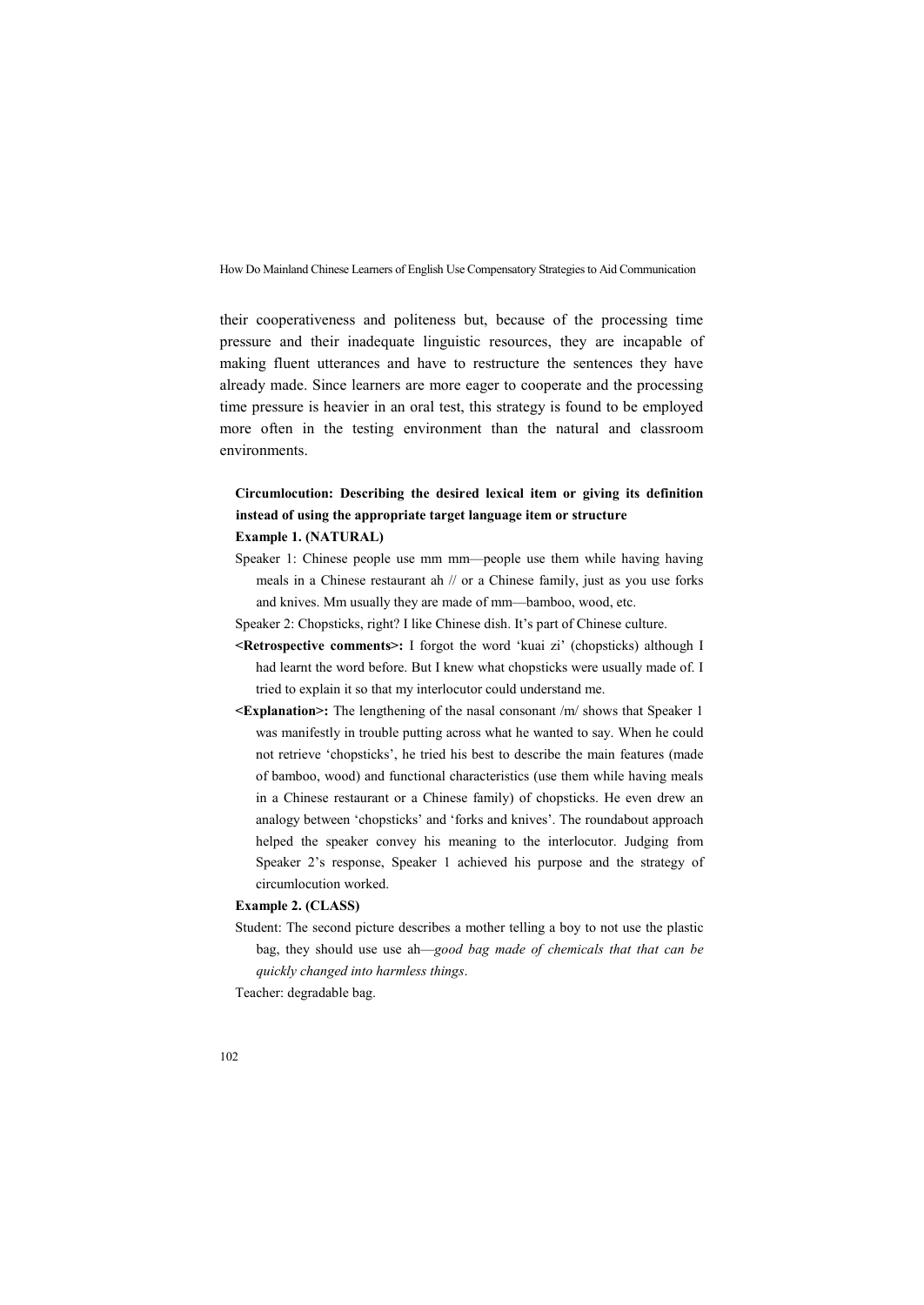their cooperativeness and politeness but, because of the processing time pressure and their inadequate linguistic resources, they are incapable of making fluent utterances and have to restructure the sentences they have already made. Since learners are more eager to cooperate and the processing time pressure is heavier in an oral test, this strategy is found to be employed more often in the testing environment than the natural and classroom environments.

**Circumlocution: Describing the desired lexical item or giving its definition instead of using the appropriate target language item or structure**

**Example 1. (NATURAL)**

Speaker 1: Chinese people use mm mm—people use them while having having meals in a Chinese restaurant ah // or a Chinese family, just as you use forks and knives. Mm usually they are made of mm—bamboo, wood, etc.

Speaker 2: Chopsticks, right? I like Chinese dish. It's part of Chinese culture.

**<Retrospective comments>:** I forgot the word 'kuai zi' (chopsticks) although I had learnt the word before. But I knew what chopsticks were usually made of. I tried to explain it so that my interlocutor could understand me.

**<Explanation>:** The lengthening of the nasal consonant /m/ shows that Speaker 1 was manifestly in trouble putting across what he wanted to say. When he could not retrieve 'chopsticks', he tried his best to describe the main features (made of bamboo, wood) and functional characteristics (use them while having meals in a Chinese restaurant or a Chinese family) of chopsticks. He even drew an analogy between 'chopsticks' and 'forks and knives'. The roundabout approach helped the speaker convey his meaning to the interlocutor. Judging from Speaker 2's response, Speaker 1 achieved his purpose and the strategy of circumlocution worked.

**Example 2. (CLASS)**

Student: The second picture describes a mother telling a boy to not use the plastic bag, they should use use ah—*good bag made of chemicals that that can be quickly changed into harmless things*.

Teacher: degradable bag.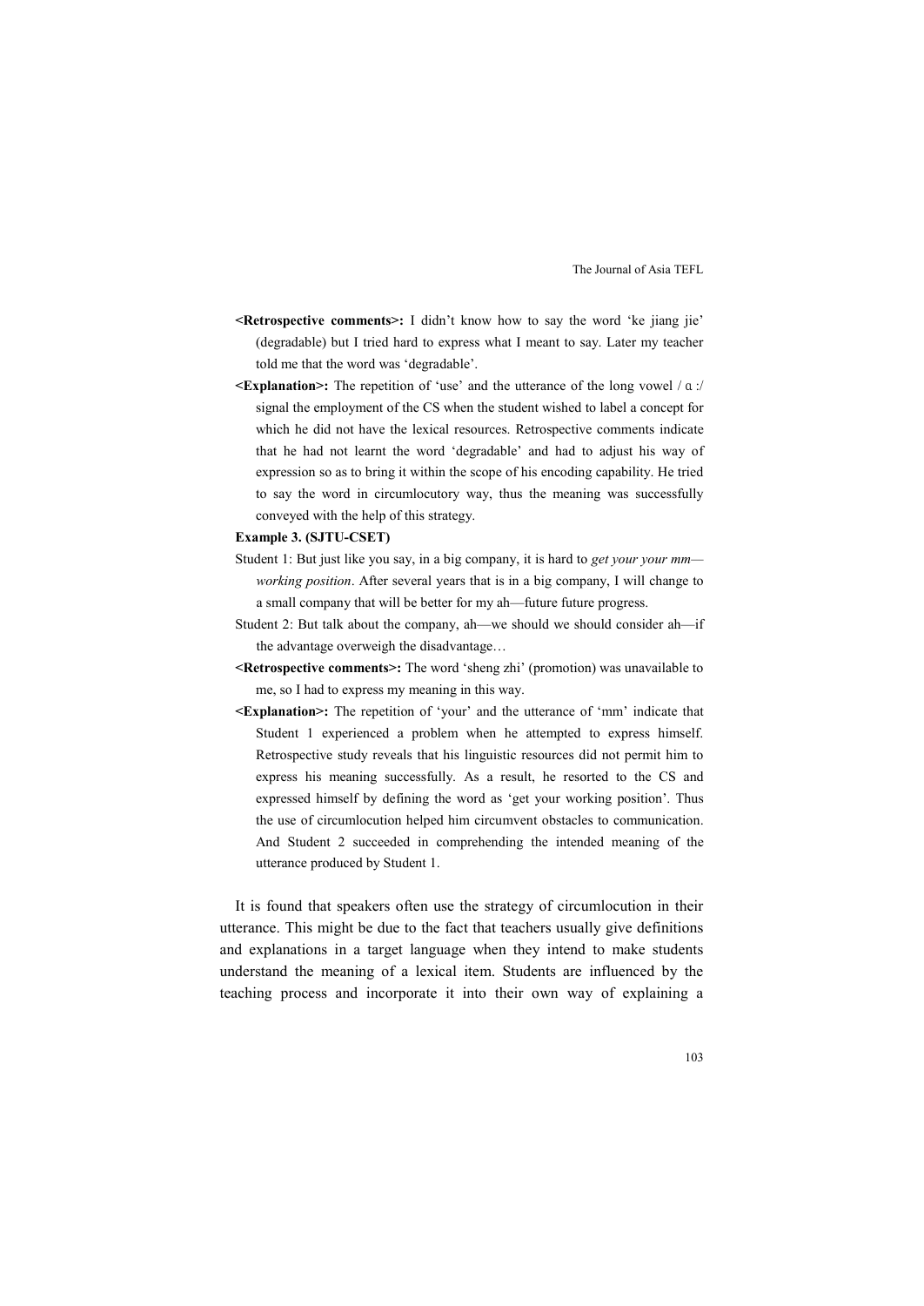**<Retrospective comments>:** I didn't know how to say the word 'ke jiang jie' (degradable) but I tried hard to express what I meant to say. Later my teacher told me that the word was 'degradable'.

**<Explanation>:** The repetition of 'use' and the utterance of the long vowel /ɑ:/ signal the employment of the CS when the student wished to label a concept for which he did not have the lexical resources. Retrospective comments indicate that he had not learnt the word 'degradable' and had to adjust his way of expression so as to bring it within the scope of his encoding capability. He tried to say the word in circumlocutory way, thus the meaning was successfully conveyed with the help of this strategy.

**Example 3. (SJTU-CSET)**

Student 1: But just like you say, in a big company, it is hard to *get your your mm—working position*. After several years that is in a big company, I will change to a small company that will be better for my ah—future future progress.

Student 2: But talk about the company, ah—we should we should consider ah—if the advantage overweigh the disadvantage…

**<Retrospective comments>:** The word 'sheng zhi' (promotion) was unavailable to me, so I had to express my meaning in this way.

**<Explanation>:** The repetition of 'your' and the utterance of 'mm' indicate that Student 1 experienced a problem when he attempted to express himself. Retrospective study reveals that his linguistic resources did not permit him to express his meaning successfully. As a result, he resorted to the CS and expressed himself by defining the word as 'get your working position'. Thus the use of circumlocution helped him circumvent obstacles to communication. And Student 2 succeeded in comprehending the intended meaning of the utterance produced by Student 1.

It is found that speakers often use the strategy of circumlocution in their utterance. This might be due to the fact that teachers usually give definitions and explanations in a target language when they intend to make students understand the meaning of a lexical item. Students are influenced by the teaching process and incorporate it into their own way of explaining a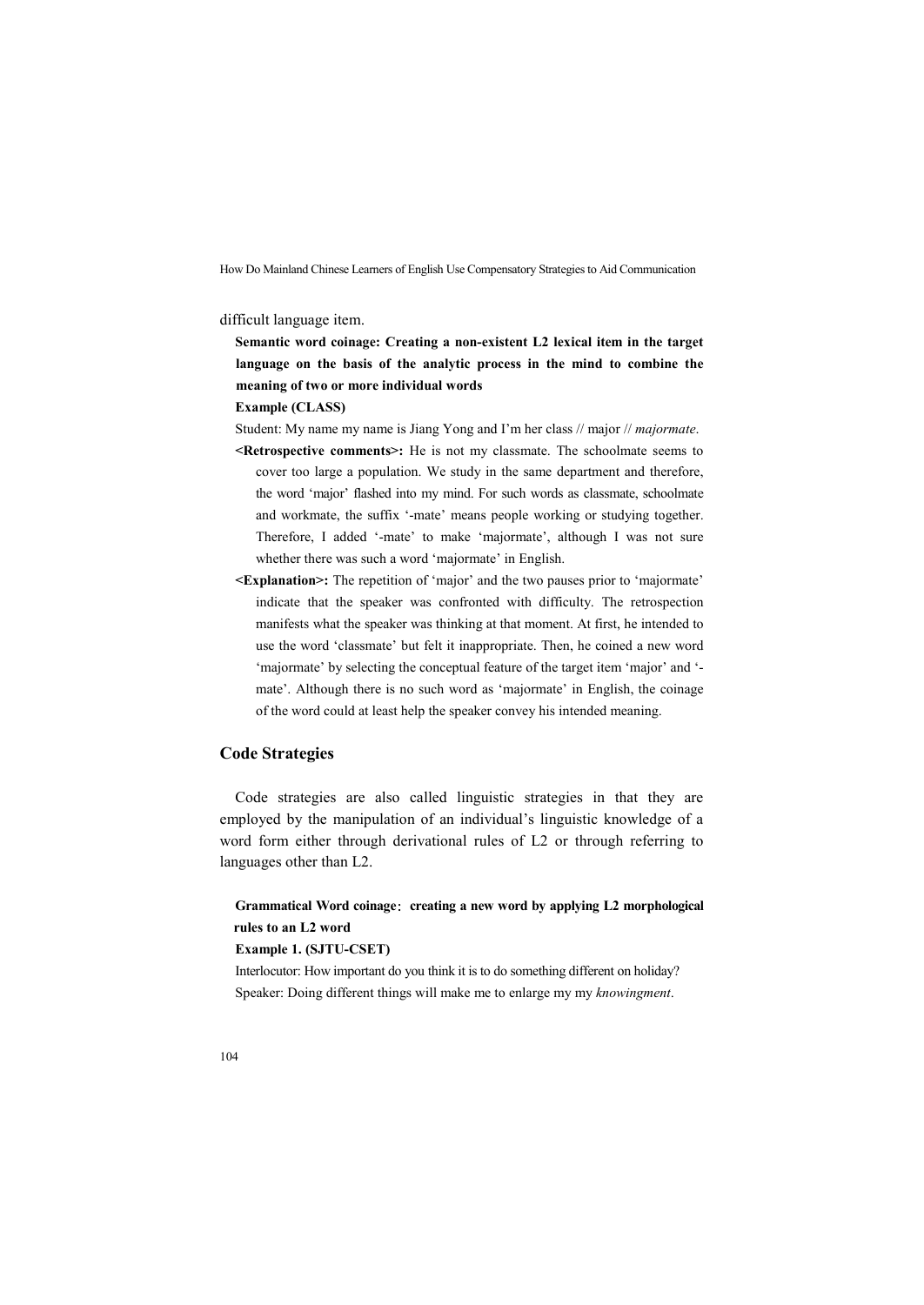difficult language item.

**Semantic word coinage: Creating a non-existent L2 lexical item in the target language on the basis of the analytic process in the mind to combine the meaning of two or more individual words**

**Example (CLASS)**

Student: My name my name is Jiang Yong and I'm her class // major // *majormate*.

**<Retrospective comments>:** He is not my classmate. The schoolmate seems to cover too large a population. We study in the same department and therefore, the word 'major' flashed into my mind. For such words as classmate, schoolmate and workmate, the suffix '-mate' means people working or studying together. Therefore, I added '-mate' to make 'majormate', although I was not sure whether there was such a word 'majormate' in English.

**<Explanation>:** The repetition of 'major' and the two pauses prior to 'majormate' indicate that the speaker was confronted with difficulty. The retrospection manifests what the speaker was thinking at that moment. At first, he intended to use the word 'classmate' but felt it inappropriate. Then, he coined a new word 'majormate' by selecting the conceptual feature of the target item 'major' and '-mate'. Although there is no such word as 'majormate' in English, the coinage of the word could at least help the speaker convey his intended meaning.

## Code Strategies

Code strategies are also called linguistic strategies in that they are employed by the manipulation of an individual's linguistic knowledge of a word form either through derivational rules of L2 or through referring to languages other than L2.

**Grammatical Word coinage: creating a new word by applying L2 morphological rules to an L2 word**

**Example 1. (SJTU-CSET)**

Interlocutor: How important do you think it is to do something different on holiday?

Speaker: Doing different things will make me to enlarge my my *knowingment*.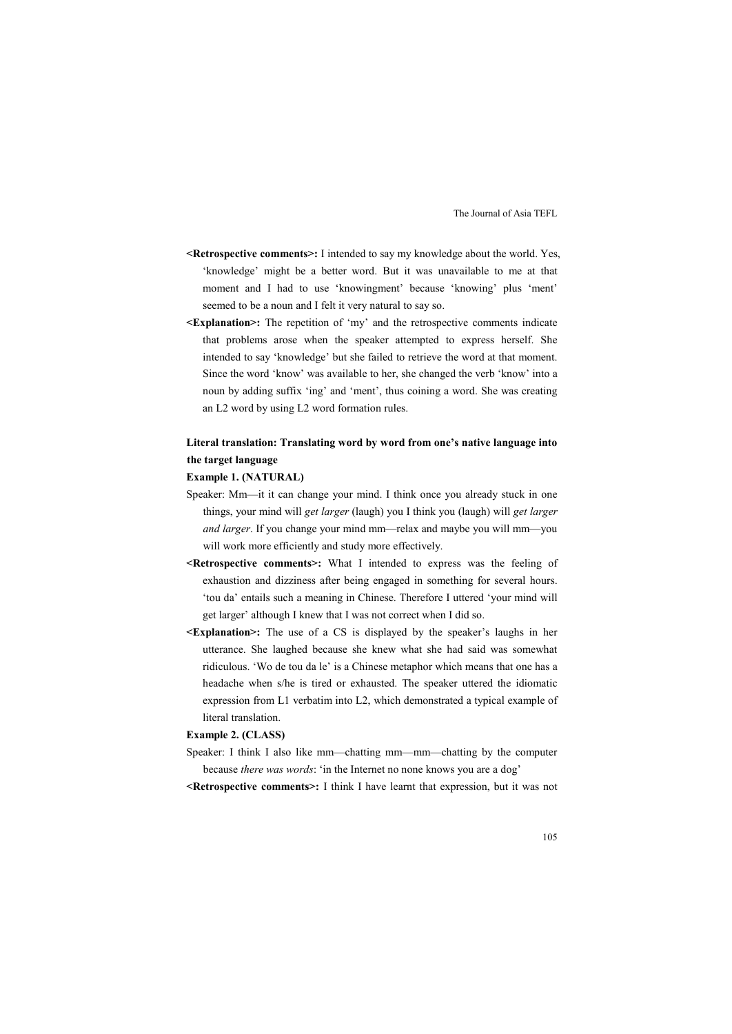**<Retrospective comments>:** I intended to say my knowledge about the world. Yes, 'knowledge' might be a better word. But it was unavailable to me at that moment and I had to use 'knowingment' because 'knowing' plus 'ment' seemed to be a noun and I felt it very natural to say so.

**<Explanation>:** The repetition of 'my' and the retrospective comments indicate that problems arose when the speaker attempted to express herself. She intended to say 'knowledge' but she failed to retrieve the word at that moment. Since the word 'know' was available to her, she changed the verb 'know' into a noun by adding suffix 'ing' and 'ment', thus coining a word. She was creating an L2 word by using L2 word formation rules.

**Literal translation: Translating word by word from one's native language into the target language**

**Example 1. (NATURAL)**

Speaker: Mm—it it can change your mind. I think once you already stuck in one things, your mind will *get larger* (laugh) you I think you (laugh) will *get larger and larger*. If you change your mind mm—relax and maybe you will mm—you will work more efficiently and study more effectively.

**<Retrospective comments>:** What I intended to express was the feeling of exhaustion and dizziness after being engaged in something for several hours. 'tou da' entails such a meaning in Chinese. Therefore I uttered 'your mind will get larger' although I knew that I was not correct when I did so.

**<Explanation>:** The use of a CS is displayed by the speaker's laughs in her utterance. She laughed because she knew what she had said was somewhat ridiculous. 'Wo de tou da le' is a Chinese metaphor which means that one has a headache when s/he is tired or exhausted. The speaker uttered the idiomatic expression from L1 verbatim into L2, which demonstrated a typical example of literal translation.

**Example 2. (CLASS)**

Speaker: I think I also like mm—chatting mm—mm—chatting by the computer because *there was words*: 'in the Internet no none knows you are a dog'

**<Retrospective comments>:** I think I have learnt that expression, but it was not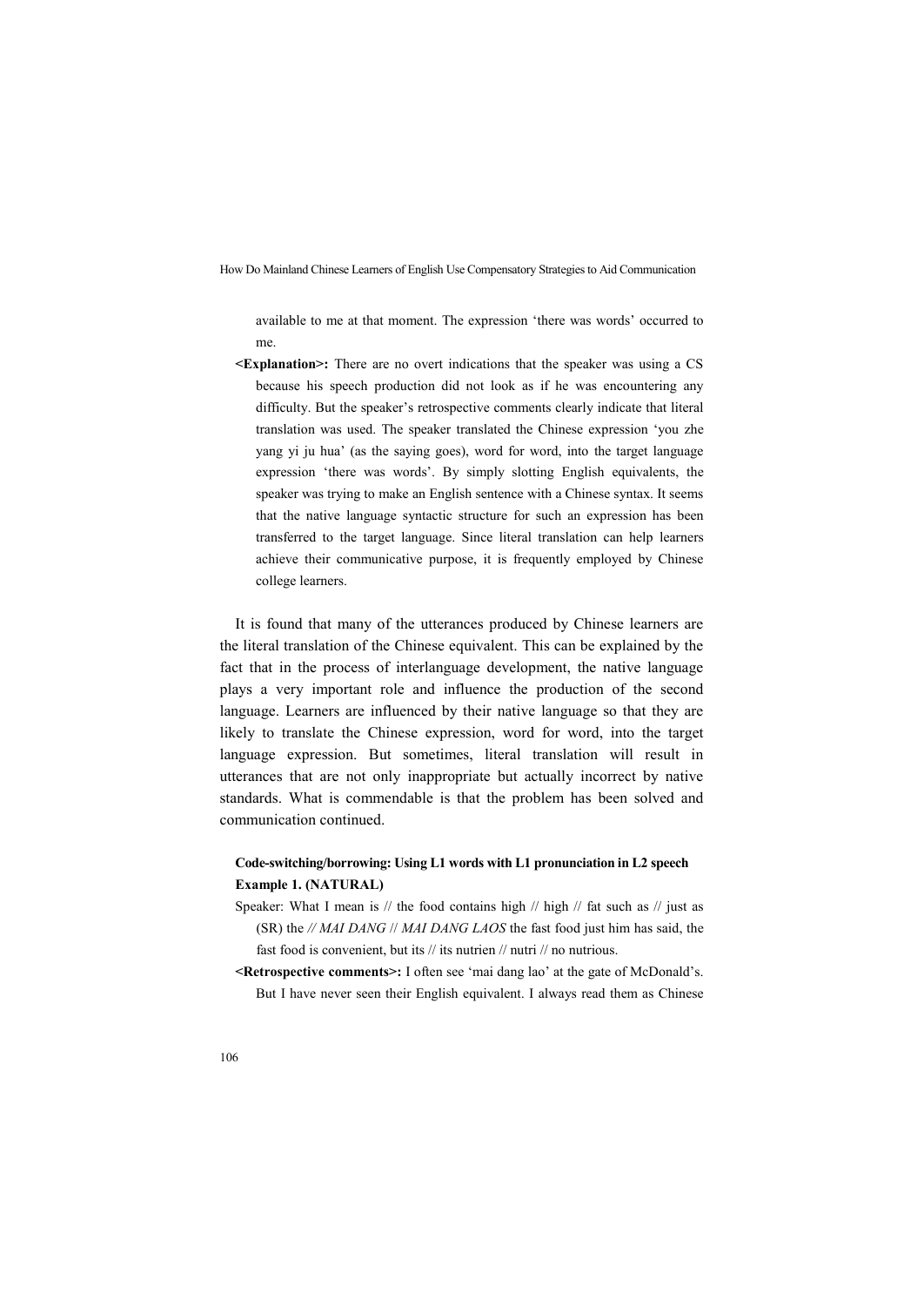available to me at that moment. The expression 'there was words' occurred to me.

**<Explanation>:** There are no overt indications that the speaker was using a CS because his speech production did not look as if he was encountering any difficulty. But the speaker's retrospective comments clearly indicate that literal translation was used. The speaker translated the Chinese expression 'you zhe yang yi ju hua' (as the saying goes), word for word, into the target language expression 'there was words'. By simply slotting English equivalents, the speaker was trying to make an English sentence with a Chinese syntax. It seems that the native language syntactic structure for such an expression has been transferred to the target language. Since literal translation can help learners achieve their communicative purpose, it is frequently employed by Chinese college learners.

It is found that many of the utterances produced by Chinese learners are the literal translation of the Chinese equivalent. This can be explained by the fact that in the process of interlanguage development, the native language plays a very important role and influence the production of the second language. Learners are influenced by their native language so that they are likely to translate the Chinese expression, word for word, into the target language expression. But sometimes, literal translation will result in utterances that are not only inappropriate but actually incorrect by native standards. What is commendable is that the problem has been solved and communication continued.

**Code-switching/borrowing: Using L1 words with L1 pronunciation in L2 speech**
**Example 1. (NATURAL)**

Speaker: What I mean is // the food contains high // high // fat such as // just as (SR) the *// MAI DANG* // *MAI DANG LAOS* the fast food just him has said, the fast food is convenient, but its // its nutrien // nutri // no nutrious.

**<Retrospective comments>:** I often see 'mai dang lao' at the gate of McDonald's. But I have never seen their English equivalent. I always read them as Chinese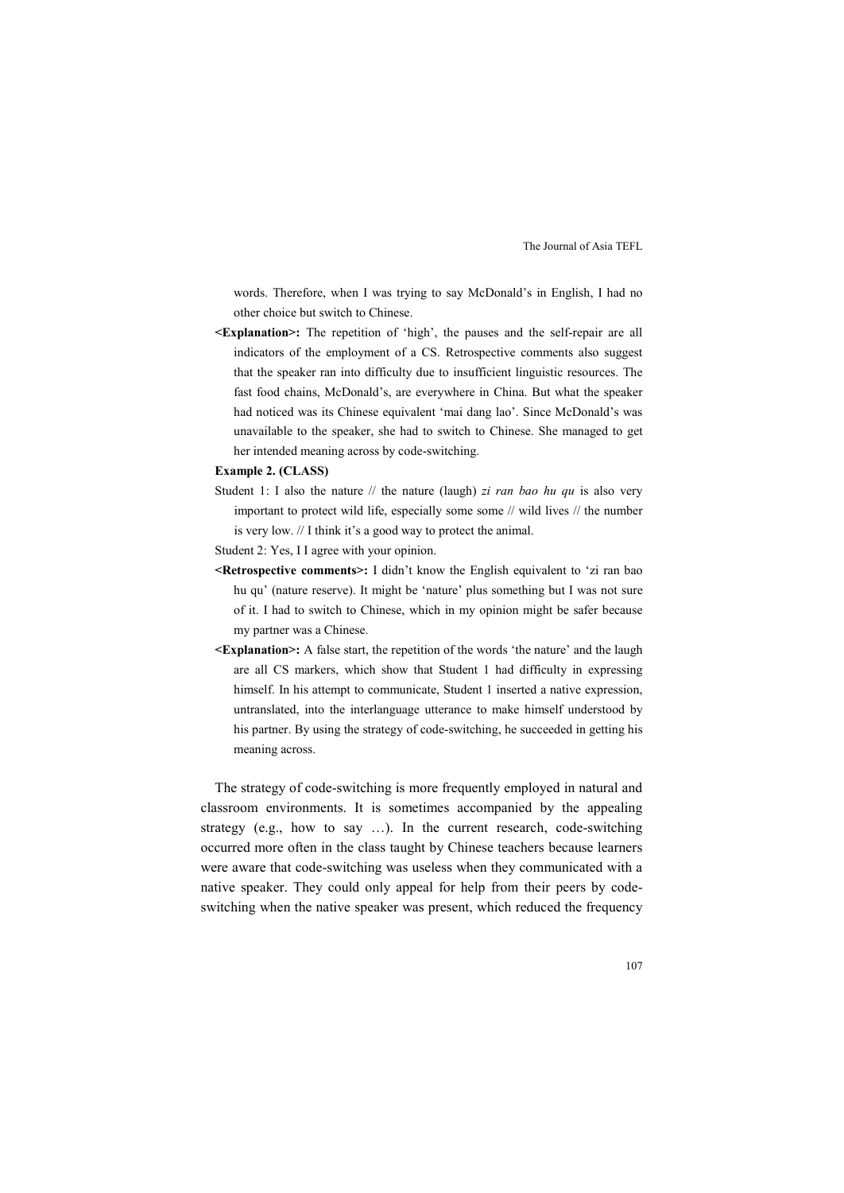words. Therefore, when I was trying to say McDonald's in English, I had no other choice but switch to Chinese.

**<Explanation>:** The repetition of 'high', the pauses and the self-repair are all indicators of the employment of a CS. Retrospective comments also suggest that the speaker ran into difficulty due to insufficient linguistic resources. The fast food chains, McDonald's, are everywhere in China. But what the speaker had noticed was its Chinese equivalent 'mai dang lao'. Since McDonald's was unavailable to the speaker, she had to switch to Chinese. She managed to get her intended meaning across by code-switching.

**Example 2. (CLASS)**

Student 1: I also the nature // the nature (laugh) *zi ran bao hu qu* is also very important to protect wild life, especially some some // wild lives // the number is very low. // I think it's a good way to protect the animal.

Student 2: Yes, I I agree with your opinion.

**<Retrospective comments>:** I didn't know the English equivalent to 'zi ran bao hu qu' (nature reserve). It might be 'nature' plus something but I was not sure of it. I had to switch to Chinese, which in my opinion might be safer because my partner was a Chinese.

**<Explanation>:** A false start, the repetition of the words 'the nature' and the laugh are all CS markers, which show that Student 1 had difficulty in expressing himself. In his attempt to communicate, Student 1 inserted a native expression, untranslated, into the interlanguage utterance to make himself understood by his partner. By using the strategy of code-switching, he succeeded in getting his meaning across.

The strategy of code-switching is more frequently employed in natural and classroom environments. It is sometimes accompanied by the appealing strategy (e.g., how to say …). In the current research, code-switching occurred more often in the class taught by Chinese teachers because learners were aware that code-switching was useless when they communicated with a native speaker. They could only appeal for help from their peers by code-switching when the native speaker was present, which reduced the frequency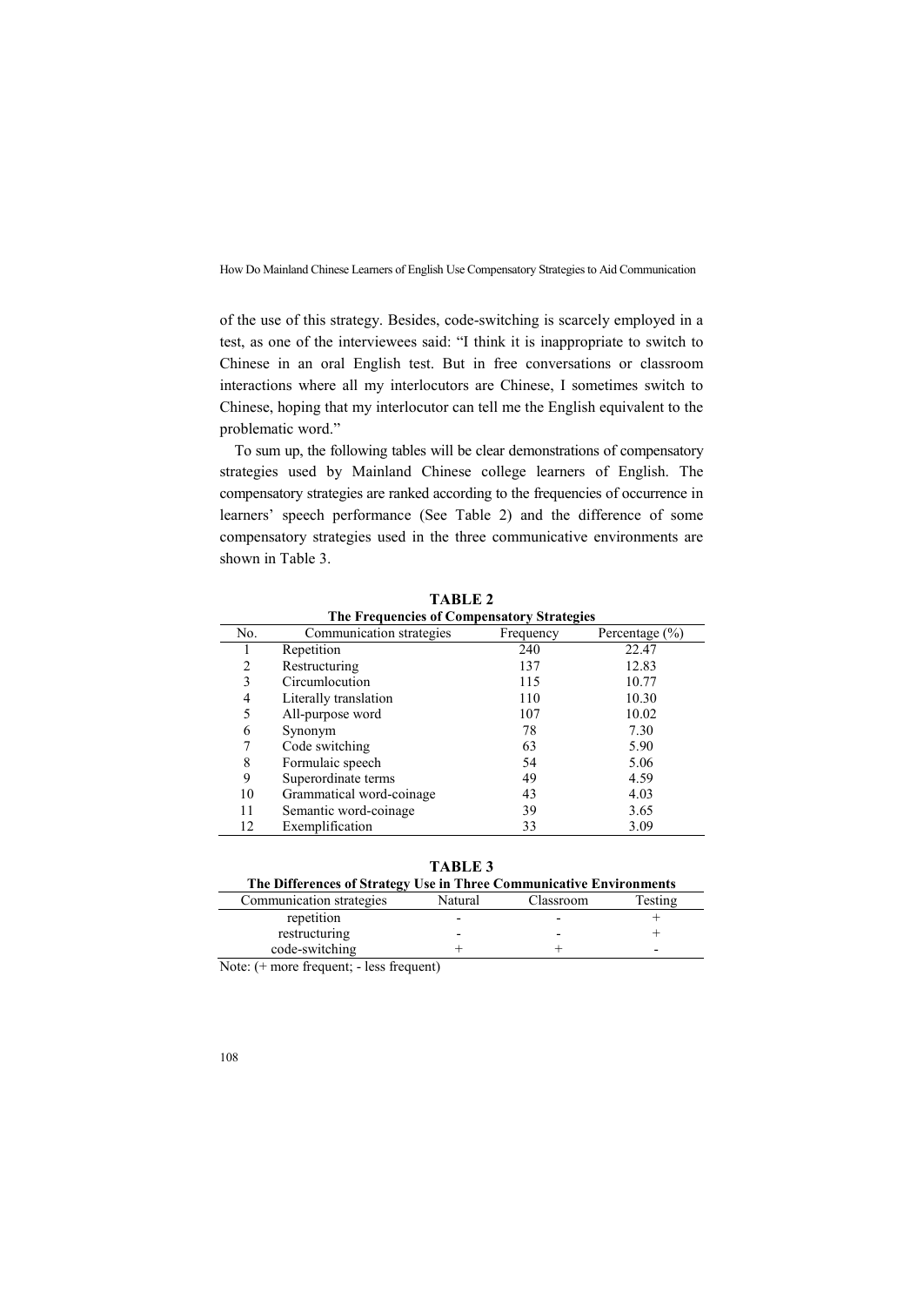of the use of this strategy. Besides, code-switching is scarcely employed in a test, as one of the interviewees said: "I think it is inappropriate to switch to Chinese in an oral English test. But in free conversations or classroom interactions where all my interlocutors are Chinese, I sometimes switch to Chinese, hoping that my interlocutor can tell me the English equivalent to the problematic word."

To sum up, the following tables will be clear demonstrations of compensatory strategies used by Mainland Chinese college learners of English. The compensatory strategies are ranked according to the frequencies of occurrence in learners' speech performance (See Table 2) and the difference of some compensatory strategies used in the three communicative environments are shown in Table 3.

**TABLE 2**
**The Frequencies of Compensatory Strategies**

| No. | Communication strategies | Frequency | Percentage (%) |
|---|---|---|---|
| 1 | Repetition | 240 | 22.47 |
| 2 | Restructuring | 137 | 12.83 |
| 3 | Circumlocution | 115 | 10.77 |
| 4 | Literally translation | 110 | 10.30 |
| 5 | All-purpose word | 107 | 10.02 |
| 6 | Synonym | 78 | 7.30 |
| 7 | Code switching | 63 | 5.90 |
| 8 | Formulaic speech | 54 | 5.06 |
| 9 | Superordinate terms | 49 | 4.59 |
| 10 | Grammatical word-coinage | 43 | 4.03 |
| 11 | Semantic word-coinage | 39 | 3.65 |
| 12 | Exemplification | 33 | 3.09 |

**TABLE 3**
**The Differences of Strategy Use in Three Communicative Environments**

| Communication strategies | Natural | Classroom | Testing |
|---|---|---|---|
| repetition | - | - | + |
| restructuring | - | - | + |
| code-switching | + | + | - |

Note: (+ more frequent; - less frequent)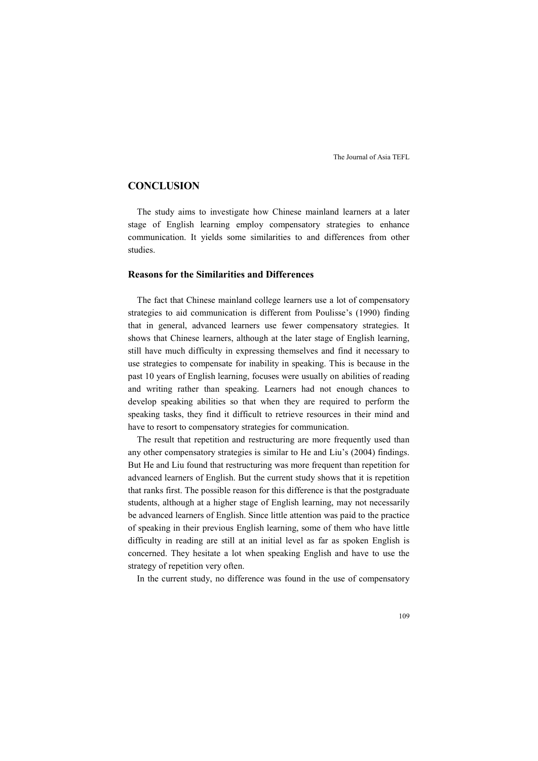## CONCLUSION

The study aims to investigate how Chinese mainland learners at a later stage of English learning employ compensatory strategies to enhance communication. It yields some similarities to and differences from other studies.

### Reasons for the Similarities and Differences

The fact that Chinese mainland college learners use a lot of compensatory strategies to aid communication is different from Poulisse's (1990) finding that in general, advanced learners use fewer compensatory strategies. It shows that Chinese learners, although at the later stage of English learning, still have much difficulty in expressing themselves and find it necessary to use strategies to compensate for inability in speaking. This is because in the past 10 years of English learning, focuses were usually on abilities of reading and writing rather than speaking. Learners had not enough chances to develop speaking abilities so that when they are required to perform the speaking tasks, they find it difficult to retrieve resources in their mind and have to resort to compensatory strategies for communication.

The result that repetition and restructuring are more frequently used than any other compensatory strategies is similar to He and Liu's (2004) findings. But He and Liu found that restructuring was more frequent than repetition for advanced learners of English. But the current study shows that it is repetition that ranks first. The possible reason for this difference is that the postgraduate students, although at a higher stage of English learning, may not necessarily be advanced learners of English. Since little attention was paid to the practice of speaking in their previous English learning, some of them who have little difficulty in reading are still at an initial level as far as spoken English is concerned. They hesitate a lot when speaking English and have to use the strategy of repetition very often.

In the current study, no difference was found in the use of compensatory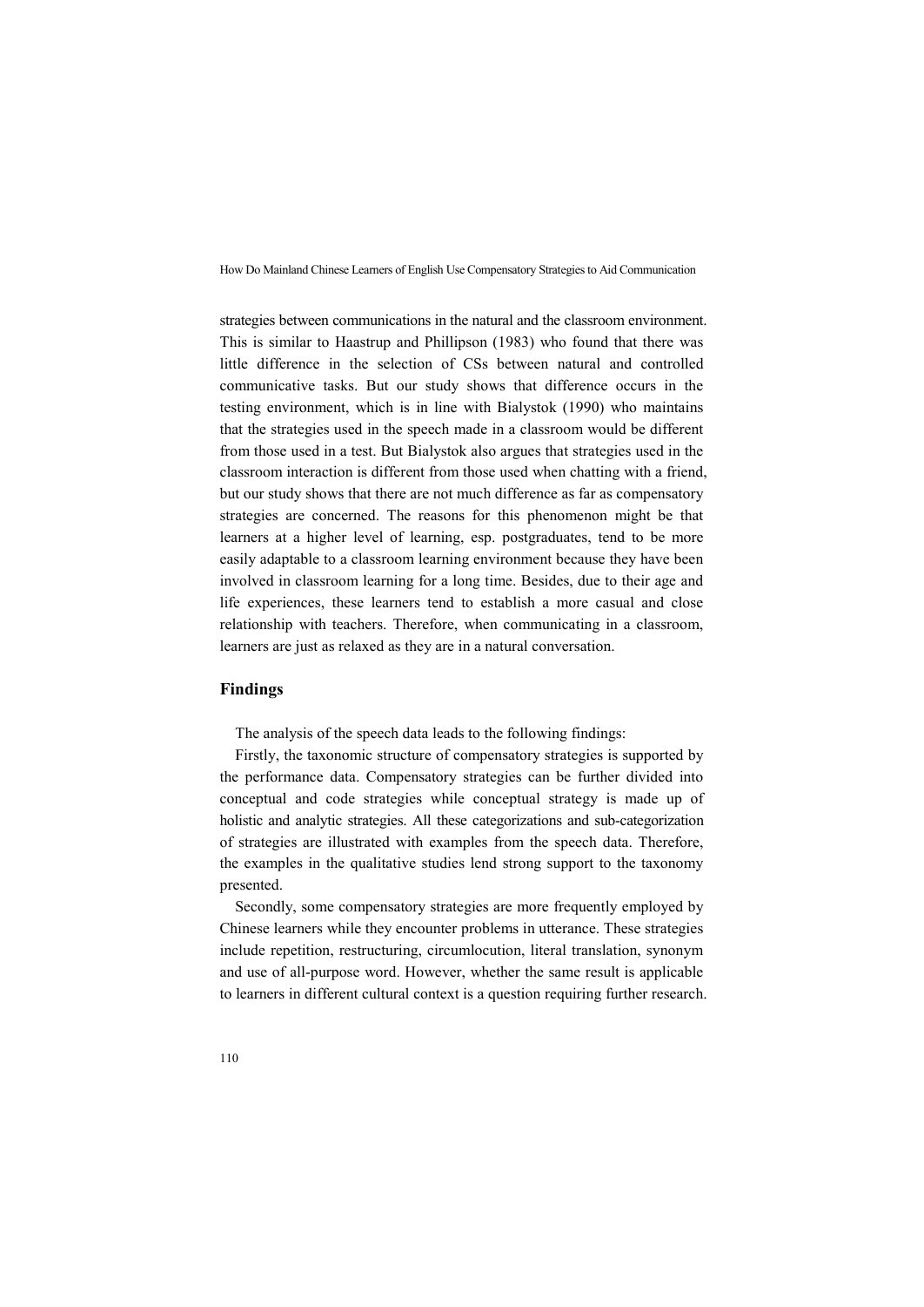strategies between communications in the natural and the classroom environment. This is similar to Haastrup and Phillipson (1983) who found that there was little difference in the selection of CSs between natural and controlled communicative tasks. But our study shows that difference occurs in the testing environment, which is in line with Bialystok (1990) who maintains that the strategies used in the speech made in a classroom would be different from those used in a test. But Bialystok also argues that strategies used in the classroom interaction is different from those used when chatting with a friend, but our study shows that there are not much difference as far as compensatory strategies are concerned. The reasons for this phenomenon might be that learners at a higher level of learning, esp. postgraduates, tend to be more easily adaptable to a classroom learning environment because they have been involved in classroom learning for a long time. Besides, due to their age and life experiences, these learners tend to establish a more casual and close relationship with teachers. Therefore, when communicating in a classroom, learners are just as relaxed as they are in a natural conversation.

## Findings

The analysis of the speech data leads to the following findings:

Firstly, the taxonomic structure of compensatory strategies is supported by the performance data. Compensatory strategies can be further divided into conceptual and code strategies while conceptual strategy is made up of holistic and analytic strategies. All these categorizations and sub-categorization of strategies are illustrated with examples from the speech data. Therefore, the examples in the qualitative studies lend strong support to the taxonomy presented.

Secondly, some compensatory strategies are more frequently employed by Chinese learners while they encounter problems in utterance. These strategies include repetition, restructuring, circumlocution, literal translation, synonym and use of all-purpose word. However, whether the same result is applicable to learners in different cultural context is a question requiring further research.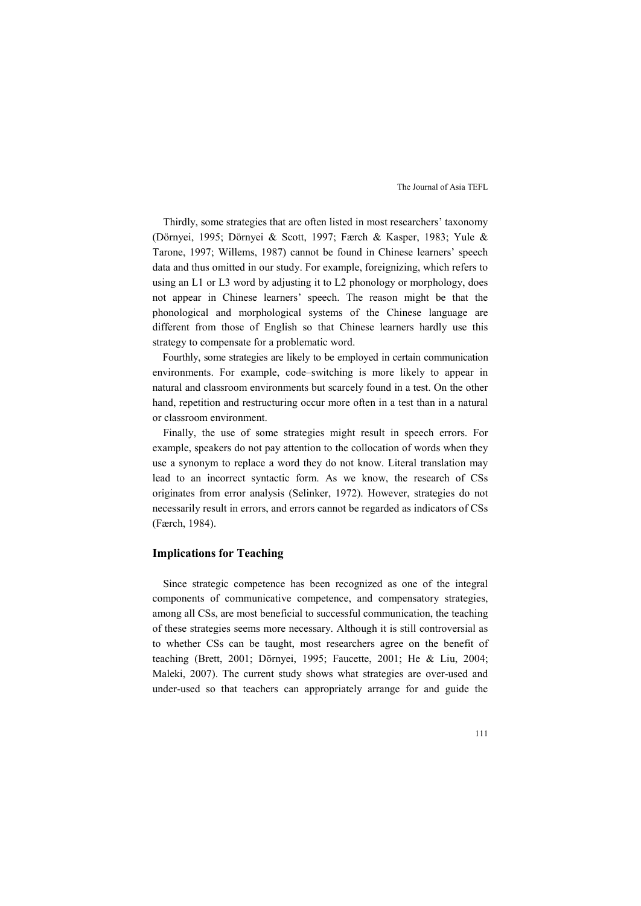Thirdly, some strategies that are often listed in most researchers' taxonomy (Dörnyei, 1995; Dörnyei & Scott, 1997; Færch & Kasper, 1983; Yule & Tarone, 1997; Willems, 1987) cannot be found in Chinese learners' speech data and thus omitted in our study. For example, foreignizing, which refers to using an L1 or L3 word by adjusting it to L2 phonology or morphology, does not appear in Chinese learners' speech. The reason might be that the phonological and morphological systems of the Chinese language are different from those of English so that Chinese learners hardly use this strategy to compensate for a problematic word.

Fourthly, some strategies are likely to be employed in certain communication environments. For example, code–switching is more likely to appear in natural and classroom environments but scarcely found in a test. On the other hand, repetition and restructuring occur more often in a test than in a natural or classroom environment.

Finally, the use of some strategies might result in speech errors. For example, speakers do not pay attention to the collocation of words when they use a synonym to replace a word they do not know. Literal translation may lead to an incorrect syntactic form. As we know, the research of CSs originates from error analysis (Selinker, 1972). However, strategies do not necessarily result in errors, and errors cannot be regarded as indicators of CSs (Færch, 1984).

## Implications for Teaching

Since strategic competence has been recognized as one of the integral components of communicative competence, and compensatory strategies, among all CSs, are most beneficial to successful communication, the teaching of these strategies seems more necessary. Although it is still controversial as to whether CSs can be taught, most researchers agree on the benefit of teaching (Brett, 2001; Dörnyei, 1995; Faucette, 2001; He & Liu, 2004; Maleki, 2007). The current study shows what strategies are over-used and under-used so that teachers can appropriately arrange for and guide the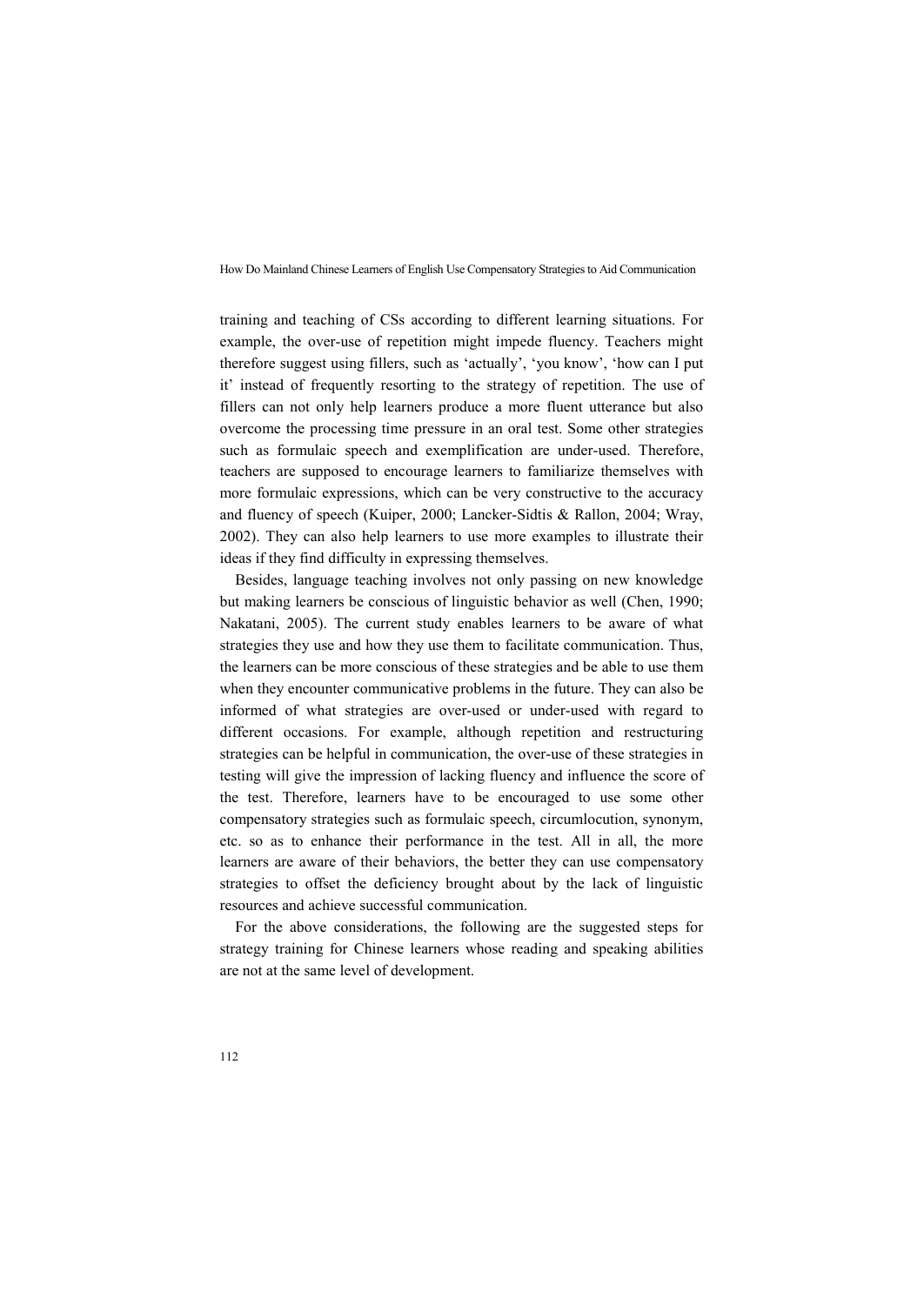training and teaching of CSs according to different learning situations. For example, the over-use of repetition might impede fluency. Teachers might therefore suggest using fillers, such as 'actually', 'you know', 'how can I put it' instead of frequently resorting to the strategy of repetition. The use of fillers can not only help learners produce a more fluent utterance but also overcome the processing time pressure in an oral test. Some other strategies such as formulaic speech and exemplification are under-used. Therefore, teachers are supposed to encourage learners to familiarize themselves with more formulaic expressions, which can be very constructive to the accuracy and fluency of speech (Kuiper, 2000; Lancker-Sidtis & Rallon, 2004; Wray, 2002). They can also help learners to use more examples to illustrate their ideas if they find difficulty in expressing themselves.

Besides, language teaching involves not only passing on new knowledge but making learners be conscious of linguistic behavior as well (Chen, 1990; Nakatani, 2005). The current study enables learners to be aware of what strategies they use and how they use them to facilitate communication. Thus, the learners can be more conscious of these strategies and be able to use them when they encounter communicative problems in the future. They can also be informed of what strategies are over-used or under-used with regard to different occasions. For example, although repetition and restructuring strategies can be helpful in communication, the over-use of these strategies in testing will give the impression of lacking fluency and influence the score of the test. Therefore, learners have to be encouraged to use some other compensatory strategies such as formulaic speech, circumlocution, synonym, etc. so as to enhance their performance in the test. All in all, the more learners are aware of their behaviors, the better they can use compensatory strategies to offset the deficiency brought about by the lack of linguistic resources and achieve successful communication.

For the above considerations, the following are the suggested steps for strategy training for Chinese learners whose reading and speaking abilities are not at the same level of development.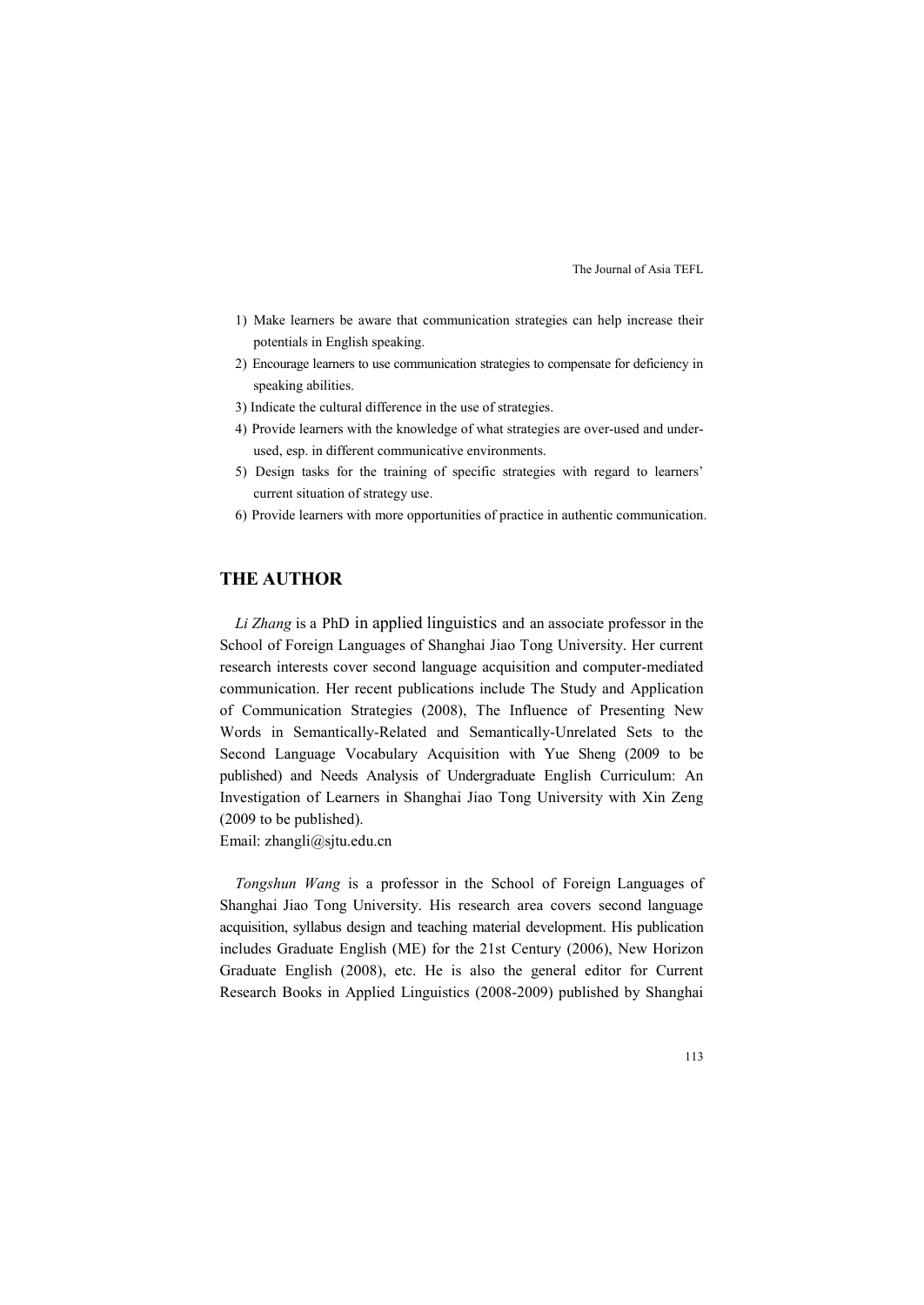1) Make learners be aware that communication strategies can help increase their potentials in English speaking.
2) Encourage learners to use communication strategies to compensate for deficiency in speaking abilities.
3) Indicate the cultural difference in the use of strategies.
4) Provide learners with the knowledge of what strategies are over-used and under-used, esp. in different communicative environments.
5) Design tasks for the training of specific strategies with regard to learners' current situation of strategy use.
6) Provide learners with more opportunities of practice in authentic communication.

## THE AUTHOR

*Li Zhang* is a PhD in applied linguistics and an associate professor in the School of Foreign Languages of Shanghai Jiao Tong University. Her current research interests cover second language acquisition and computer-mediated communication. Her recent publications include The Study and Application of Communication Strategies (2008), The Influence of Presenting New Words in Semantically-Related and Semantically-Unrelated Sets to the Second Language Vocabulary Acquisition with Yue Sheng (2009 to be published) and Needs Analysis of Undergraduate English Curriculum: An Investigation of Learners in Shanghai Jiao Tong University with Xin Zeng (2009 to be published).
Email: zhangli@sjtu.edu.cn

*Tongshun Wang* is a professor in the School of Foreign Languages of Shanghai Jiao Tong University. His research area covers second language acquisition, syllabus design and teaching material development. His publication includes Graduate English (ME) for the 21st Century (2006), New Horizon Graduate English (2008), etc. He is also the general editor for Current Research Books in Applied Linguistics (2008-2009) published by Shanghai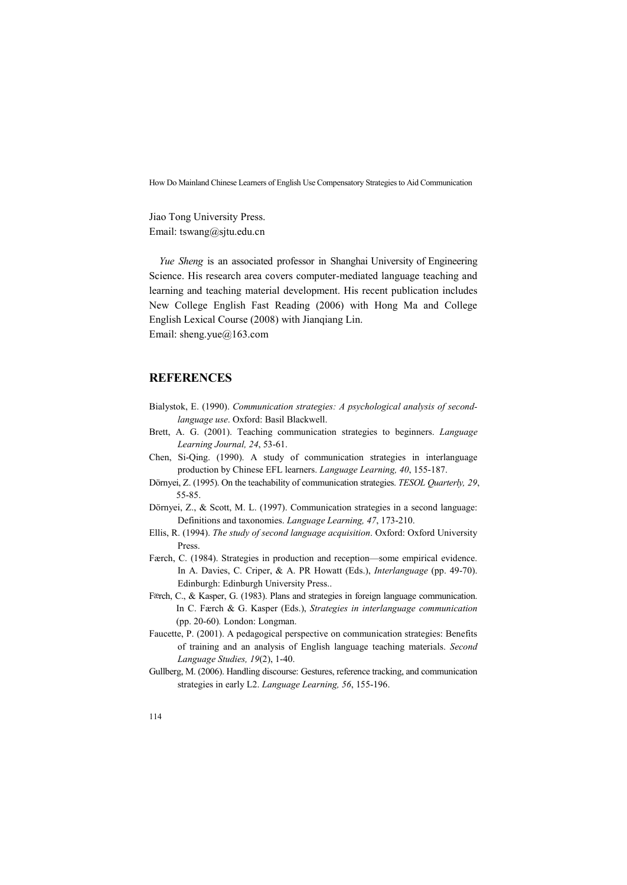Jiao Tong University Press.
Email: tswang@sjtu.edu.cn

*Yue Sheng* is an associated professor in Shanghai University of Engineering Science. His research area covers computer-mediated language teaching and learning and teaching material development. His recent publication includes New College English Fast Reading (2006) with Hong Ma and College English Lexical Course (2008) with Jianqiang Lin.
Email: sheng.yue@163.com

## REFERENCES

Bialystok, E. (1990). *Communication strategies: A psychological analysis of second-language use*. Oxford: Basil Blackwell.

Brett, A. G. (2001). Teaching communication strategies to beginners. *Language Learning Journal, 24*, 53-61.

Chen, Si-Qing. (1990). A study of communication strategies in interlanguage production by Chinese EFL learners. *Language Learning, 40*, 155-187.

Dörnyei, Z. (1995). On the teachability of communication strategies. *TESOL Quarterly, 29*, 55-85.

Dörnyei, Z., & Scott, M. L. (1997). Communication strategies in a second language: Definitions and taxonomies. *Language Learning, 47*, 173-210.

Ellis, R. (1994). *The study of second language acquisition*. Oxford: Oxford University Press.

Færch, C. (1984). Strategies in production and reception—some empirical evidence. In A. Davies, C. Criper, & A. PR Howatt (Eds.), *Interlanguage* (pp. 49-70). Edinburgh: Edinburgh University Press..

Færch, C., & Kasper, G. (1983). Plans and strategies in foreign language communication. In C. Færch & G. Kasper (Eds.), *Strategies in interlanguage communication* (pp. 20-60). London: Longman.

Faucette, P. (2001). A pedagogical perspective on communication strategies: Benefits of training and an analysis of English language teaching materials. *Second Language Studies, 19*(2), 1-40.

Gullberg, M. (2006). Handling discourse: Gestures, reference tracking, and communication strategies in early L2. *Language Learning, 56*, 155-196.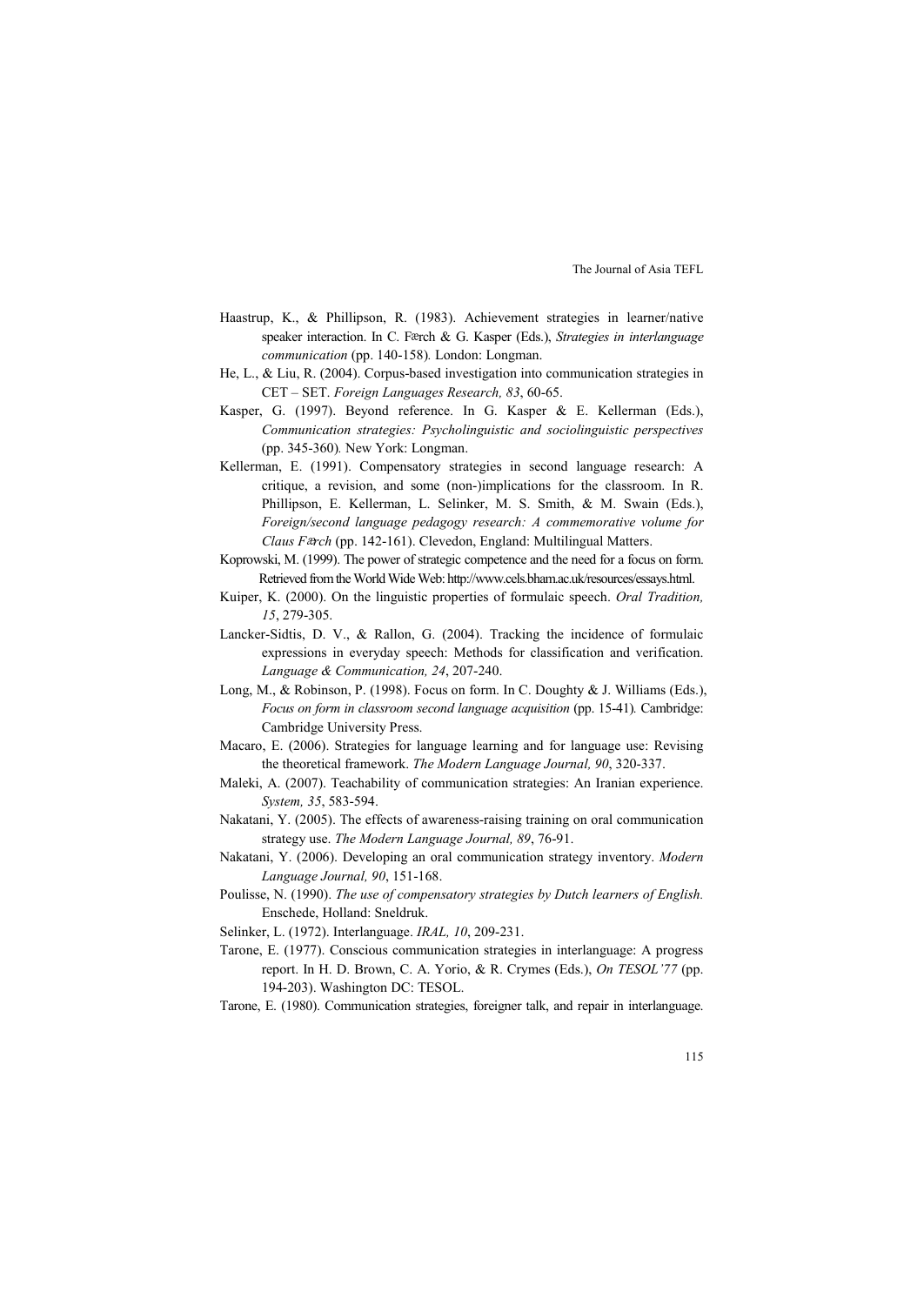Haastrup, K., & Phillipson, R. (1983). Achievement strategies in learner/native speaker interaction. In C. Færch & G. Kasper (Eds.), *Strategies in interlanguage communication* (pp. 140-158). London: Longman.

He, L., & Liu, R. (2004). Corpus-based investigation into communication strategies in CET – SET. *Foreign Languages Research, 83*, 60-65.

Kasper, G. (1997). Beyond reference. In G. Kasper & E. Kellerman (Eds.), *Communication strategies: Psycholinguistic and sociolinguistic perspectives* (pp. 345-360). New York: Longman.

Kellerman, E. (1991). Compensatory strategies in second language research: A critique, a revision, and some (non-)implications for the classroom. In R. Phillipson, E. Kellerman, L. Selinker, M. S. Smith, & M. Swain (Eds.), *Foreign/second language pedagogy research: A commemorative volume for Claus Færch* (pp. 142-161). Clevedon, England: Multilingual Matters.

Koprowski, M. (1999). The power of strategic competence and the need for a focus on form. Retrieved from the World Wide Web: http://www.cels.bham.ac.uk/resources/essays.html.

Kuiper, K. (2000). On the linguistic properties of formulaic speech. *Oral Tradition, 15*, 279-305.

Lancker-Sidtis, D. V., & Rallon, G. (2004). Tracking the incidence of formulaic expressions in everyday speech: Methods for classification and verification. *Language & Communication, 24*, 207-240.

Long, M., & Robinson, P. (1998). Focus on form. In C. Doughty & J. Williams (Eds.), *Focus on form in classroom second language acquisition* (pp. 15-41). Cambridge: Cambridge University Press.

Macaro, E. (2006). Strategies for language learning and for language use: Revising the theoretical framework. *The Modern Language Journal, 90*, 320-337.

Maleki, A. (2007). Teachability of communication strategies: An Iranian experience. *System, 35*, 583-594.

Nakatani, Y. (2005). The effects of awareness-raising training on oral communication strategy use. *The Modern Language Journal, 89*, 76-91.

Nakatani, Y. (2006). Developing an oral communication strategy inventory. *Modern Language Journal, 90*, 151-168.

Poulisse, N. (1990). *The use of compensatory strategies by Dutch learners of English.* Enschede, Holland: Sneldruk.

Selinker, L. (1972). Interlanguage. *IRAL, 10*, 209-231.

Tarone, E. (1977). Conscious communication strategies in interlanguage: A progress report. In H. D. Brown, C. A. Yorio, & R. Crymes (Eds.), *On TESOL'77* (pp. 194-203). Washington DC: TESOL.

Tarone, E. (1980). Communication strategies, foreigner talk, and repair in interlanguage.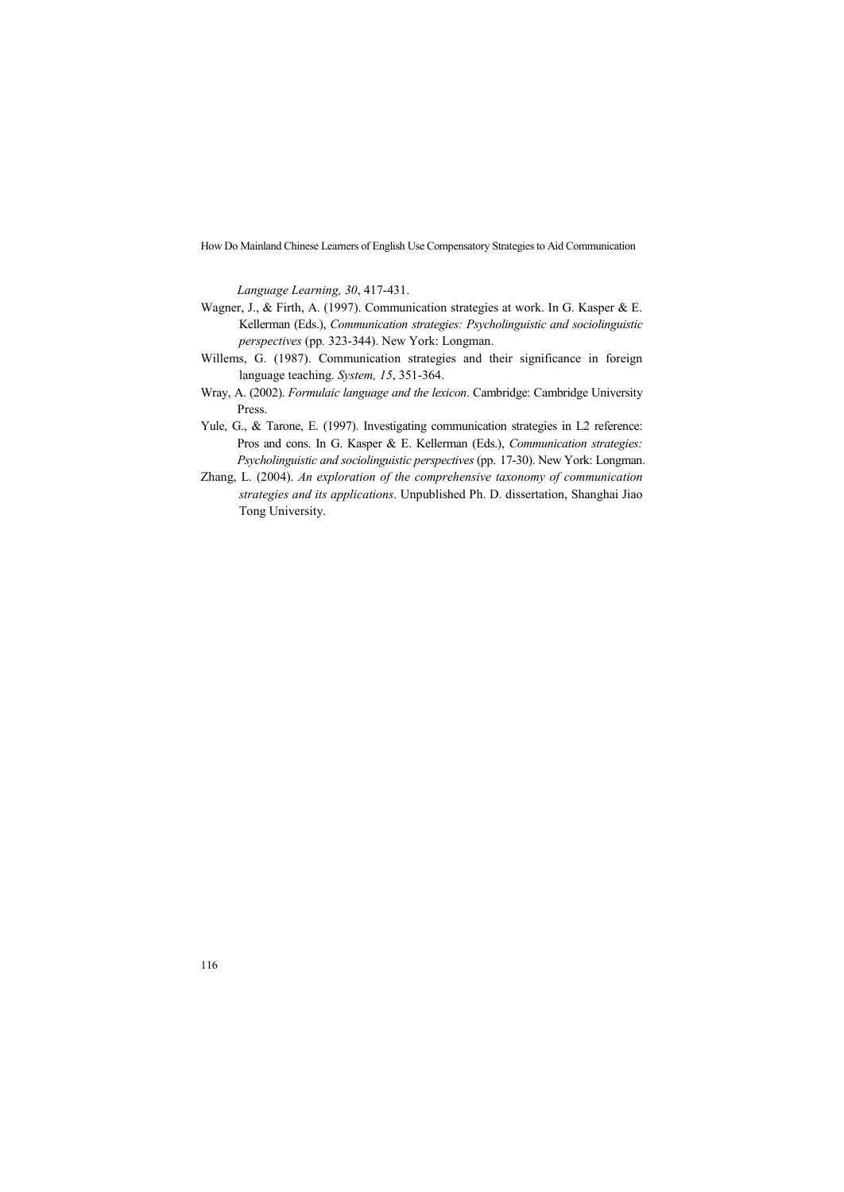*Language Learning, 30*, 417-431.

Wagner, J., & Firth, A. (1997). Communication strategies at work. In G. Kasper & E. Kellerman (Eds.), *Communication strategies: Psycholinguistic and sociolinguistic perspectives* (pp. 323-344). New York: Longman.

Willems, G. (1987). Communication strategies and their significance in foreign language teaching. *System, 15*, 351-364.

Wray, A. (2002). *Formulaic language and the lexicon*. Cambridge: Cambridge University Press.

Yule, G., & Tarone, E. (1997). Investigating communication strategies in L2 reference: Pros and cons. In G. Kasper & E. Kellerman (Eds.), *Communication strategies: Psycholinguistic and sociolinguistic perspectives* (pp. 17-30). New York: Longman.

Zhang, L. (2004). *An exploration of the comprehensive taxonomy of communication strategies and its applications*. Unpublished Ph. D. dissertation, Shanghai Jiao Tong University.